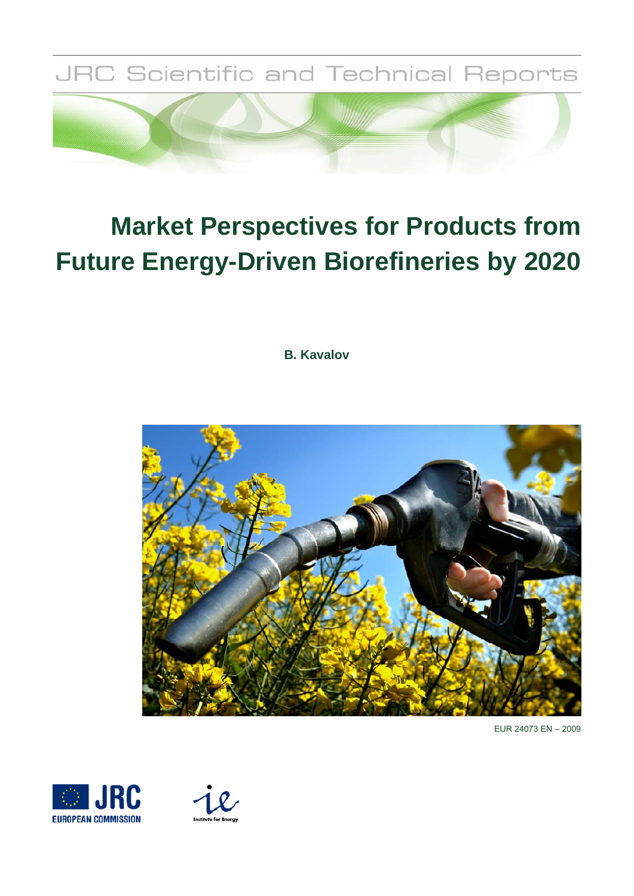JRC Scientific and Technical Reports

# Market Perspectives for Products from Future Energy-Driven Biorefineries by 2020

**B. Kavalov**

EUR 24073 EN – 2009

EUROPEAN COMMISSION

Institute for Energy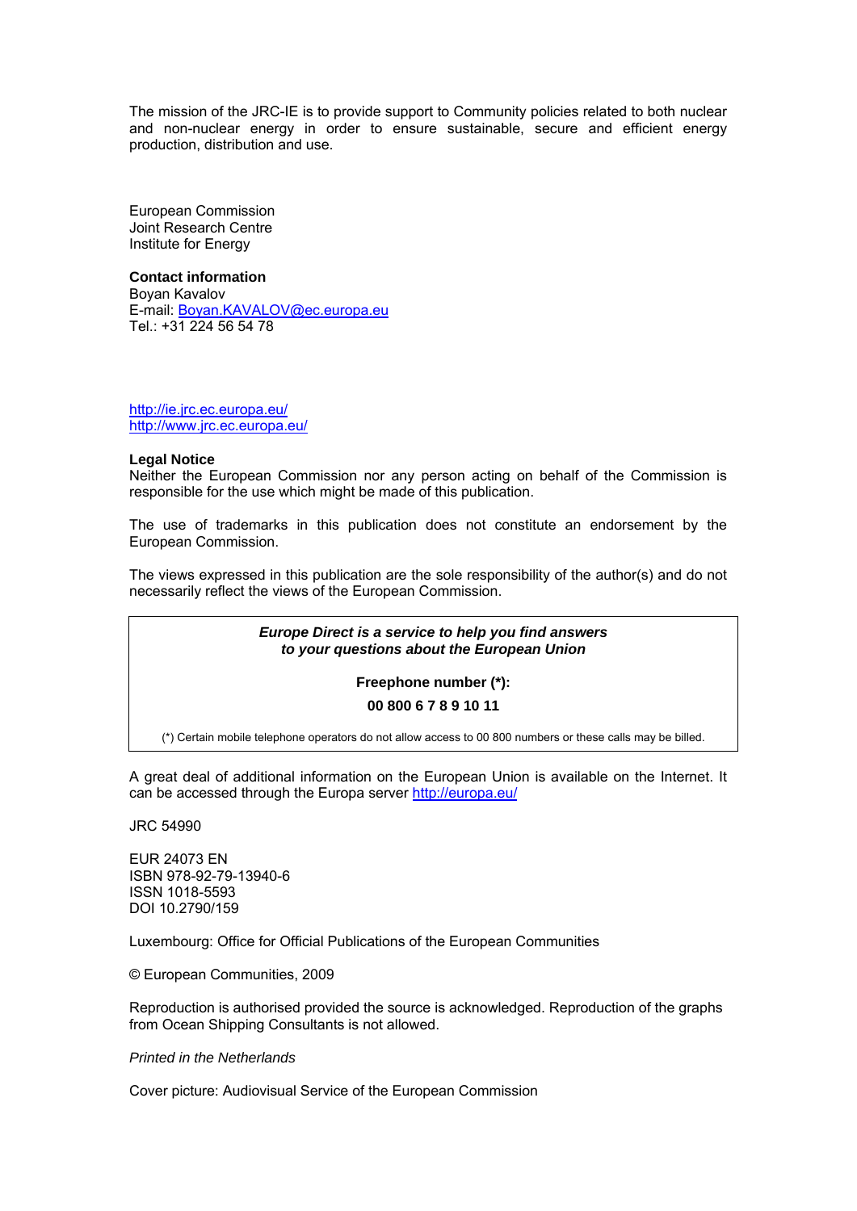The mission of the JRC-IE is to provide support to Community policies related to both nuclear and non-nuclear energy in order to ensure sustainable, secure and efficient energy production, distribution and use.

European Commission
Joint Research Centre
Institute for Energy

**Contact information**
Boyan Kavalov
E-mail: Boyan.KAVALOV@ec.europa.eu
Tel.: +31 224 56 54 78

http://ie.jrc.ec.europa.eu/
http://www.jrc.ec.europa.eu/

**Legal Notice**
Neither the European Commission nor any person acting on behalf of the Commission is responsible for the use which might be made of this publication.

The use of trademarks in this publication does not constitute an endorsement by the European Commission.

The views expressed in this publication are the sole responsibility of the author(s) and do not necessarily reflect the views of the European Commission.

***Europe Direct is a service to help you find answers to your questions about the European Union***

**Freephone number (\*):**

**00 800 6 7 8 9 10 11**

(\*) Certain mobile telephone operators do not allow access to 00 800 numbers or these calls may be billed.

A great deal of additional information on the European Union is available on the Internet. It can be accessed through the Europa server http://europa.eu/

JRC 54990

EUR 24073 EN
ISBN 978-92-79-13940-6
ISSN 1018-5593
DOI 10.2790/159

Luxembourg: Office for Official Publications of the European Communities

© European Communities, 2009

Reproduction is authorised provided the source is acknowledged. Reproduction of the graphs from Ocean Shipping Consultants is not allowed.

*Printed in the Netherlands*

Cover picture: Audiovisual Service of the European Commission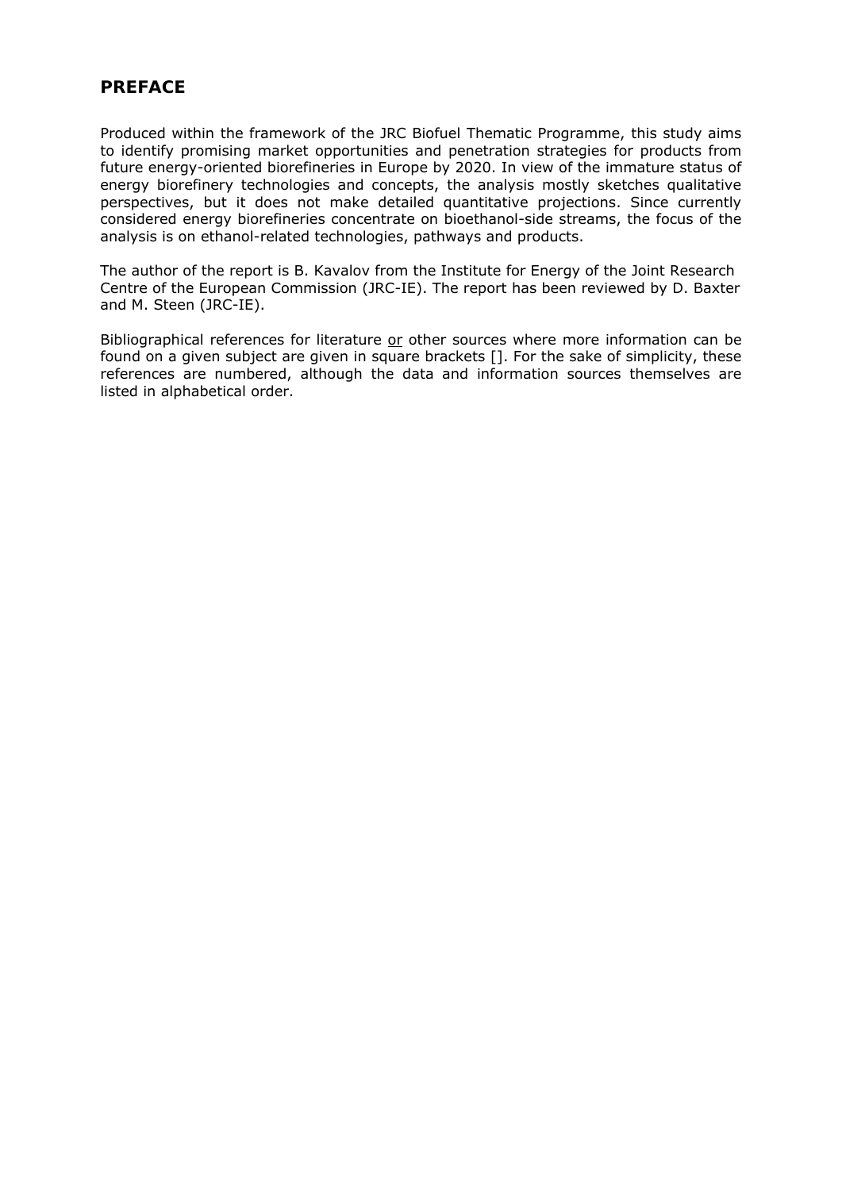## PREFACE

Produced within the framework of the JRC Biofuel Thematic Programme, this study aims to identify promising market opportunities and penetration strategies for products from future energy-oriented biorefineries in Europe by 2020. In view of the immature status of energy biorefinery technologies and concepts, the analysis mostly sketches qualitative perspectives, but it does not make detailed quantitative projections. Since currently considered energy biorefineries concentrate on bioethanol-side streams, the focus of the analysis is on ethanol-related technologies, pathways and products.

The author of the report is B. Kavalov from the Institute for Energy of the Joint Research Centre of the European Commission (JRC-IE). The report has been reviewed by D. Baxter and M. Steen (JRC-IE).

Bibliographical references for literature <u>or</u> other sources where more information can be found on a given subject are given in square brackets []. For the sake of simplicity, these references are numbered, although the data and information sources themselves are listed in alphabetical order.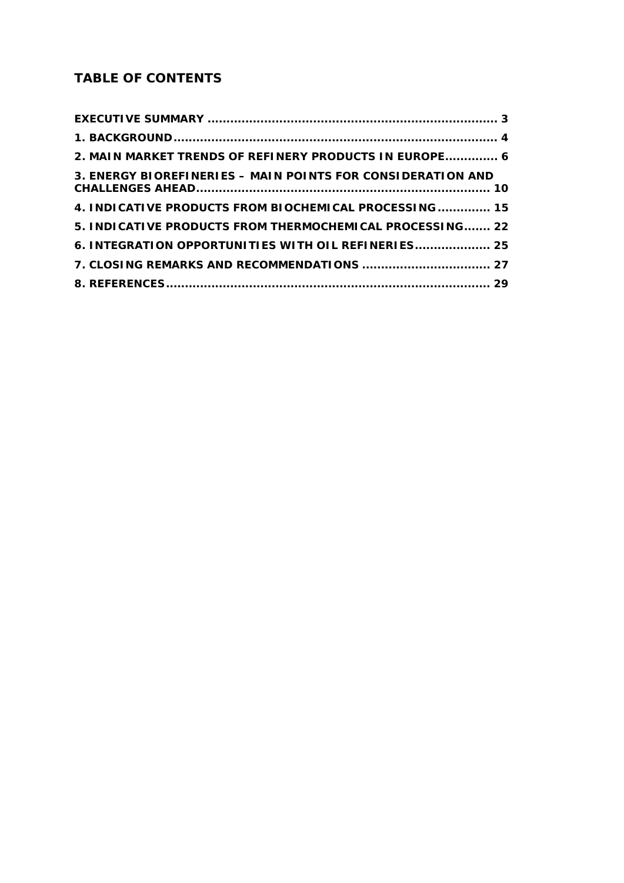## TABLE OF CONTENTS

**EXECUTIVE SUMMARY ........................................................................ 3**

**1. BACKGROUND..................................................................................... 4**

**2. MAIN MARKET TRENDS OF REFINERY PRODUCTS IN EUROPE............. 6**

**3. ENERGY BIOREFINERIES – MAIN POINTS FOR CONSIDERATION AND CHALLENGES AHEAD............................................................................. 10**

**4. INDICATIVE PRODUCTS FROM BIOCHEMICAL PROCESSING............. 15**

**5. INDICATIVE PRODUCTS FROM THERMOCHEMICAL PROCESSING....... 22**

**6. INTEGRATION OPPORTUNITIES WITH OIL REFINERIES.................... 25**

**7. CLOSING REMARKS AND RECOMMENDATIONS .................................. 27**

**8. REFERENCES..................................................................................... 29**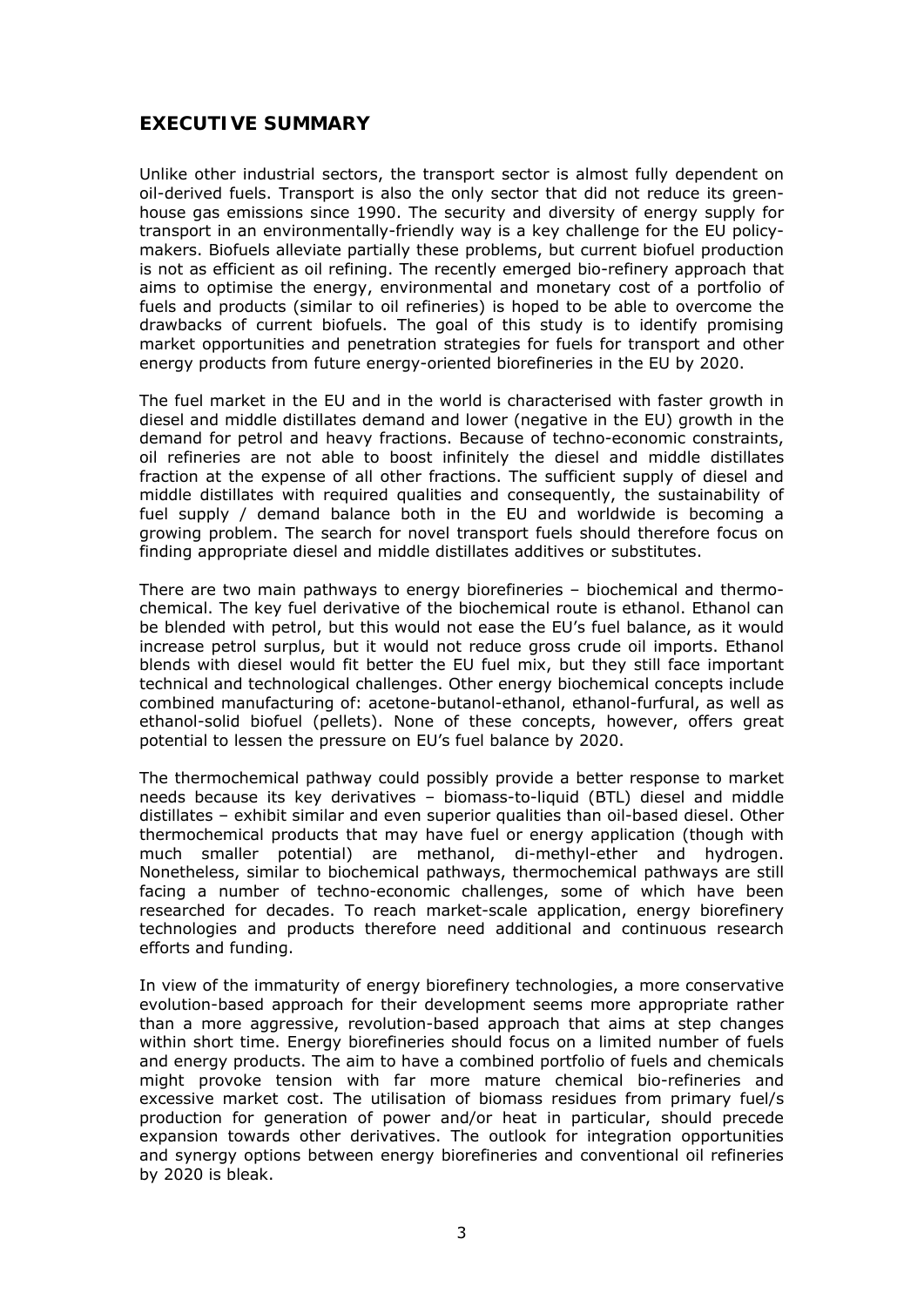## EXECUTIVE SUMMARY

Unlike other industrial sectors, the transport sector is almost fully dependent on oil-derived fuels. Transport is also the only sector that did not reduce its greenhouse gas emissions since 1990. The security and diversity of energy supply for transport in an environmentally-friendly way is a key challenge for the EU policymakers. Biofuels alleviate partially these problems, but current biofuel production is not as efficient as oil refining. The recently emerged bio-refinery approach that aims to optimise the energy, environmental and monetary cost of a portfolio of fuels and products (similar to oil refineries) is hoped to be able to overcome the drawbacks of current biofuels. The goal of this study is to identify promising market opportunities and penetration strategies for fuels for transport and other energy products from future energy-oriented biorefineries in the EU by 2020.

The fuel market in the EU and in the world is characterised with faster growth in diesel and middle distillates demand and lower (negative in the EU) growth in the demand for petrol and heavy fractions. Because of techno-economic constraints, oil refineries are not able to boost infinitely the diesel and middle distillates fraction at the expense of all other fractions. The sufficient supply of diesel and middle distillates with required qualities and consequently, the sustainability of fuel supply / demand balance both in the EU and worldwide is becoming a growing problem. The search for novel transport fuels should therefore focus on finding appropriate diesel and middle distillates additives or substitutes.

There are two main pathways to energy biorefineries – biochemical and thermochemical. The key fuel derivative of the biochemical route is ethanol. Ethanol can be blended with petrol, but this would not ease the EU's fuel balance, as it would increase petrol surplus, but it would not reduce gross crude oil imports. Ethanol blends with diesel would fit better the EU fuel mix, but they still face important technical and technological challenges. Other energy biochemical concepts include combined manufacturing of: acetone-butanol-ethanol, ethanol-furfural, as well as ethanol-solid biofuel (pellets). None of these concepts, however, offers great potential to lessen the pressure on EU's fuel balance by 2020.

The thermochemical pathway could possibly provide a better response to market needs because its key derivatives – biomass-to-liquid (BTL) diesel and middle distillates – exhibit similar and even superior qualities than oil-based diesel. Other thermochemical products that may have fuel or energy application (though with much smaller potential) are methanol, di-methyl-ether and hydrogen. Nonetheless, similar to biochemical pathways, thermochemical pathways are still facing a number of techno-economic challenges, some of which have been researched for decades. To reach market-scale application, energy biorefinery technologies and products therefore need additional and continuous research efforts and funding.

In view of the immaturity of energy biorefinery technologies, a more conservative evolution-based approach for their development seems more appropriate rather than a more aggressive, revolution-based approach that aims at step changes within short time. Energy biorefineries should focus on a limited number of fuels and energy products. The aim to have a combined portfolio of fuels and chemicals might provoke tension with far more mature chemical bio-refineries and excessive market cost. The utilisation of biomass residues from primary fuel/s production for generation of power and/or heat in particular, should precede expansion towards other derivatives. The outlook for integration opportunities and synergy options between energy biorefineries and conventional oil refineries by 2020 is bleak.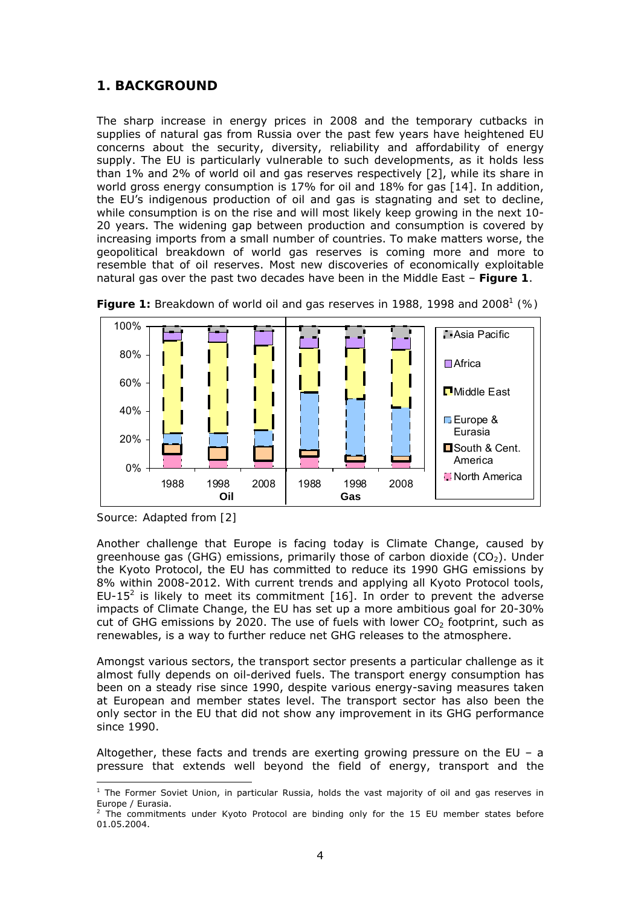## 1. BACKGROUND

The sharp increase in energy prices in 2008 and the temporary cutbacks in supplies of natural gas from Russia over the past few years have heightened EU concerns about the security, diversity, reliability and affordability of energy supply. The EU is particularly vulnerable to such developments, as it holds less than 1% and 2% of world oil and gas reserves respectively [2], while its share in world gross energy consumption is 17% for oil and 18% for gas [14]. In addition, the EU's indigenous production of oil and gas is stagnating and set to decline, while consumption is on the rise and will most likely keep growing in the next 10-20 years. The widening gap between production and consumption is covered by increasing imports from a small number of countries. To make matters worse, the geopolitical breakdown of world gas reserves is coming more and more to resemble that of oil reserves. Most new discoveries of economically exploitable natural gas over the past two decades have been in the Middle East – **Figure 1**.

**Figure 1:** Breakdown of world oil and gas reserves in 1988, 1998 and 2008[1] (%)

Source: Adapted from [2]

Another challenge that Europe is facing today is Climate Change, caused by greenhouse gas (GHG) emissions, primarily those of carbon dioxide ($CO_2$). Under the Kyoto Protocol, the EU has committed to reduce its 1990 GHG emissions by 8% within 2008-2012. With current trends and applying all Kyoto Protocol tools, EU-15[2] is likely to meet its commitment [16]. In order to prevent the adverse impacts of Climate Change, the EU has set up a more ambitious goal for 20-30% cut of GHG emissions by 2020. The use of fuels with lower $CO_2$ footprint, such as renewables, is a way to further reduce net GHG releases to the atmosphere.

Amongst various sectors, the transport sector presents a particular challenge as it almost fully depends on oil-derived fuels. The transport energy consumption has been on a steady rise since 1990, despite various energy-saving measures taken at European and member states level. The transport sector has also been the only sector in the EU that did not show any improvement in its GHG performance since 1990.

Altogether, these facts and trends are exerting growing pressure on the EU – a pressure that extends well beyond the field of energy, transport and the

---

[1] The Former Soviet Union, in particular Russia, holds the vast majority of oil and gas reserves in Europe / Eurasia.

[2] The commitments under Kyoto Protocol are binding only for the 15 EU member states before 01.05.2004.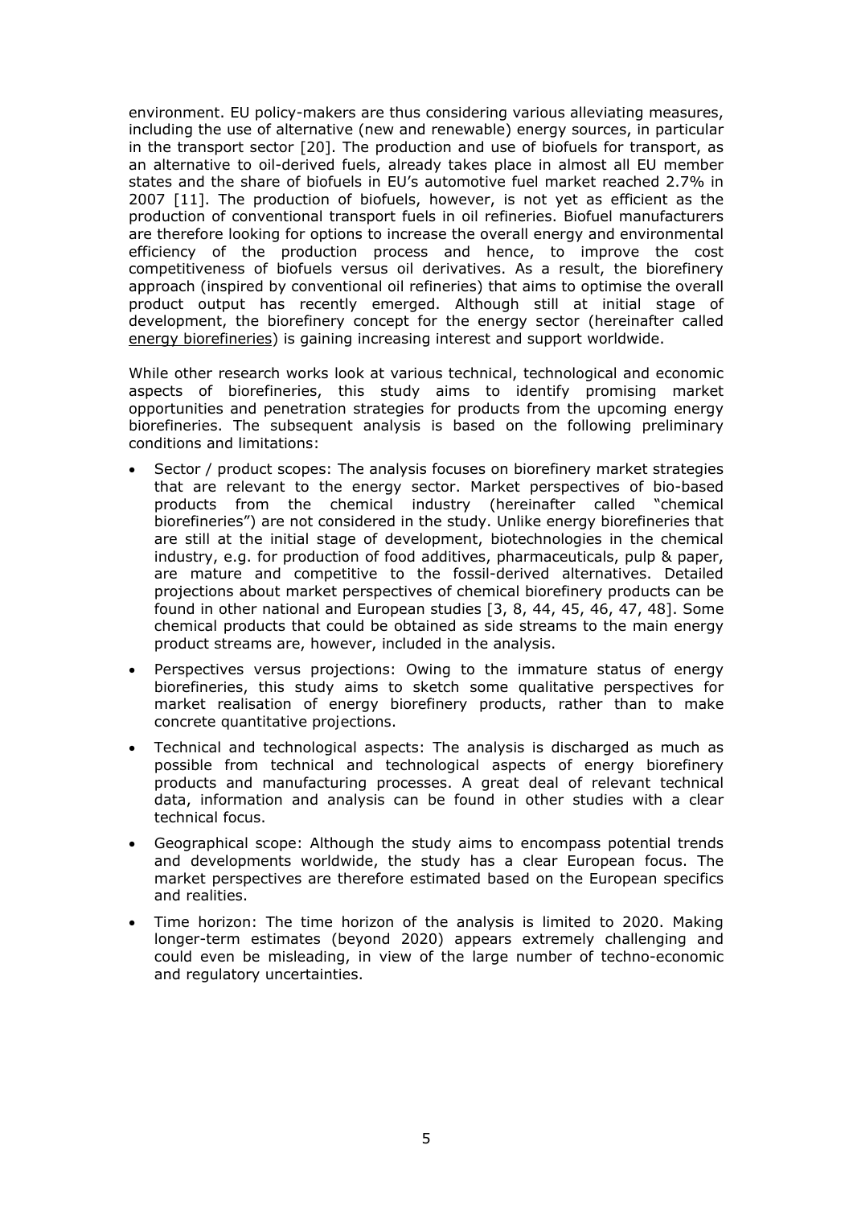environment. EU policy-makers are thus considering various alleviating measures, including the use of alternative (new and renewable) energy sources, in particular in the transport sector [20]. The production and use of biofuels for transport, as an alternative to oil-derived fuels, already takes place in almost all EU member states and the share of biofuels in EU's automotive fuel market reached 2.7% in 2007 [11]. The production of biofuels, however, is not yet as efficient as the production of conventional transport fuels in oil refineries. Biofuel manufacturers are therefore looking for options to increase the overall energy and environmental efficiency of the production process and hence, to improve the cost competitiveness of biofuels versus oil derivatives. As a result, the biorefinery approach (inspired by conventional oil refineries) that aims to optimise the overall product output has recently emerged. Although still at initial stage of development, the biorefinery concept for the energy sector (hereinafter called <u>energy biorefineries</u>) is gaining increasing interest and support worldwide.

While other research works look at various technical, technological and economic aspects of biorefineries, this study aims to identify promising market opportunities and penetration strategies for products from the upcoming energy biorefineries. The subsequent analysis is based on the following preliminary conditions and limitations:

- Sector / product scopes: The analysis focuses on biorefinery market strategies that are relevant to the energy sector. Market perspectives of bio-based products from the chemical industry (hereinafter called "chemical biorefineries") are not considered in the study. Unlike energy biorefineries that are still at the initial stage of development, biotechnologies in the chemical industry, e.g. for production of food additives, pharmaceuticals, pulp & paper, are mature and competitive to the fossil-derived alternatives. Detailed projections about market perspectives of chemical biorefinery products can be found in other national and European studies [3, 8, 44, 45, 46, 47, 48]. Some chemical products that could be obtained as side streams to the main energy product streams are, however, included in the analysis.
- Perspectives versus projections: Owing to the immature status of energy biorefineries, this study aims to sketch some qualitative perspectives for market realisation of energy biorefinery products, rather than to make concrete quantitative projections.
- Technical and technological aspects: The analysis is discharged as much as possible from technical and technological aspects of energy biorefinery products and manufacturing processes. A great deal of relevant technical data, information and analysis can be found in other studies with a clear technical focus.
- Geographical scope: Although the study aims to encompass potential trends and developments worldwide, the study has a clear European focus. The market perspectives are therefore estimated based on the European specifics and realities.
- Time horizon: The time horizon of the analysis is limited to 2020. Making longer-term estimates (beyond 2020) appears extremely challenging and could even be misleading, in view of the large number of techno-economic and regulatory uncertainties.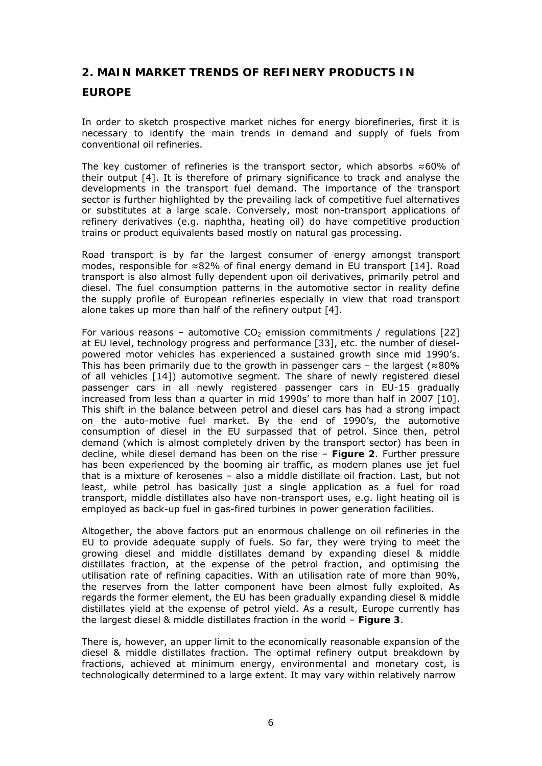## 2. MAIN MARKET TRENDS OF REFINERY PRODUCTS IN EUROPE

In order to sketch prospective market niches for energy biorefineries, first it is necessary to identify the main trends in demand and supply of fuels from conventional oil refineries.

The key customer of refineries is the transport sector, which absorbs ≈60% of their output [4]. It is therefore of primary significance to track and analyse the developments in the transport fuel demand. The importance of the transport sector is further highlighted by the prevailing lack of competitive fuel alternatives or substitutes at a large scale. Conversely, most non-transport applications of refinery derivatives (e.g. naphtha, heating oil) do have competitive production trains or product equivalents based mostly on natural gas processing.

Road transport is by far the largest consumer of energy amongst transport modes, responsible for ≈82% of final energy demand in EU transport [14]. Road transport is also almost fully dependent upon oil derivatives, primarily petrol and diesel. The fuel consumption patterns in the automotive sector in reality define the supply profile of European refineries especially in view that road transport alone takes up more than half of the refinery output [4].

For various reasons – automotive $CO_2$ emission commitments / regulations [22] at EU level, technology progress and performance [33], etc. the number of diesel-powered motor vehicles has experienced a sustained growth since mid 1990's. This has been primarily due to the growth in passenger cars – the largest (≈80% of all vehicles [14]) automotive segment. The share of newly registered diesel passenger cars in all newly registered passenger cars in EU-15 gradually increased from less than a quarter in mid 1990s' to more than half in 2007 [10]. This shift in the balance between petrol and diesel cars has had a strong impact on the auto-motive fuel market. By the end of 1990's, the automotive consumption of diesel in the EU surpassed that of petrol. Since then, petrol demand (which is almost completely driven by the transport sector) has been in decline, while diesel demand has been on the rise – **Figure 2**. Further pressure has been experienced by the booming air traffic, as modern planes use jet fuel that is a mixture of kerosenes – also a middle distillate oil fraction. Last, but not least, while petrol has basically just a single application as a fuel for road transport, middle distillates also have non-transport uses, e.g. light heating oil is employed as back-up fuel in gas-fired turbines in power generation facilities.

Altogether, the above factors put an enormous challenge on oil refineries in the EU to provide adequate supply of fuels. So far, they were trying to meet the growing diesel and middle distillates demand by expanding diesel & middle distillates fraction, at the expense of the petrol fraction, and optimising the utilisation rate of refining capacities. With an utilisation rate of more than 90%, the reserves from the latter component have been almost fully exploited. As regards the former element, the EU has been gradually expanding diesel & middle distillates yield at the expense of petrol yield. As a result, Europe currently has the largest diesel & middle distillates fraction in the world – **Figure 3**.

There is, however, an upper limit to the economically reasonable expansion of the diesel & middle distillates fraction. The optimal refinery output breakdown by fractions, achieved at minimum energy, environmental and monetary cost, is technologically determined to a large extent. It may vary within relatively narrow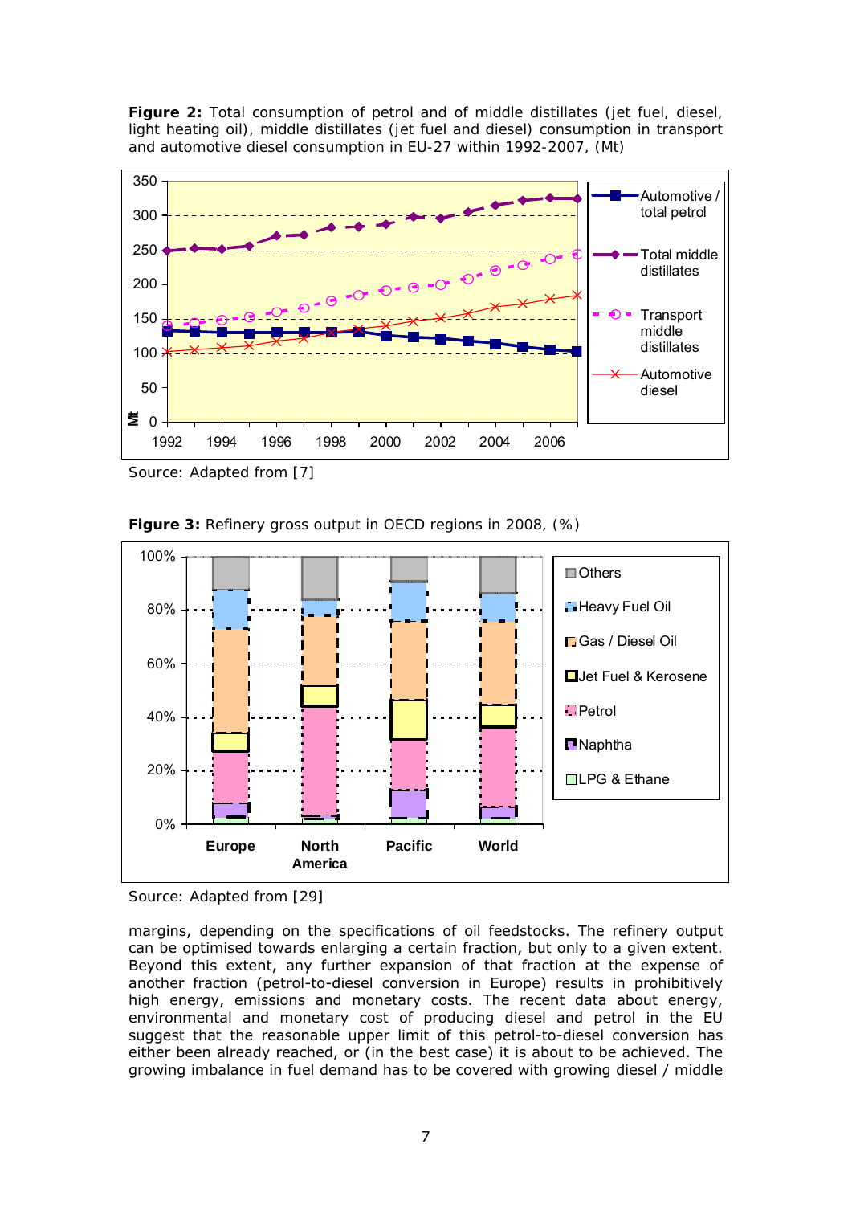**Figure 2:** Total consumption of petrol and of middle distillates (jet fuel, diesel, light heating oil), middle distillates (jet fuel and diesel) consumption in transport and automotive diesel consumption in EU-27 within 1992-2007, (Mt)

Source: Adapted from [7]

**Figure 3:** Refinery gross output in OECD regions in 2008, (%)

Source: Adapted from [29]

margins, depending on the specifications of oil feedstocks. The refinery output can be optimised towards enlarging a certain fraction, but only to a given extent. Beyond this extent, any further expansion of that fraction at the expense of another fraction (petrol-to-diesel conversion in Europe) results in prohibitively high energy, emissions and monetary costs. The recent data about energy, environmental and monetary cost of producing diesel and petrol in the EU suggest that the reasonable upper limit of this petrol-to-diesel conversion has either been already reached, or (in the best case) it is about to be achieved. The growing imbalance in fuel demand has to be covered with growing diesel / middle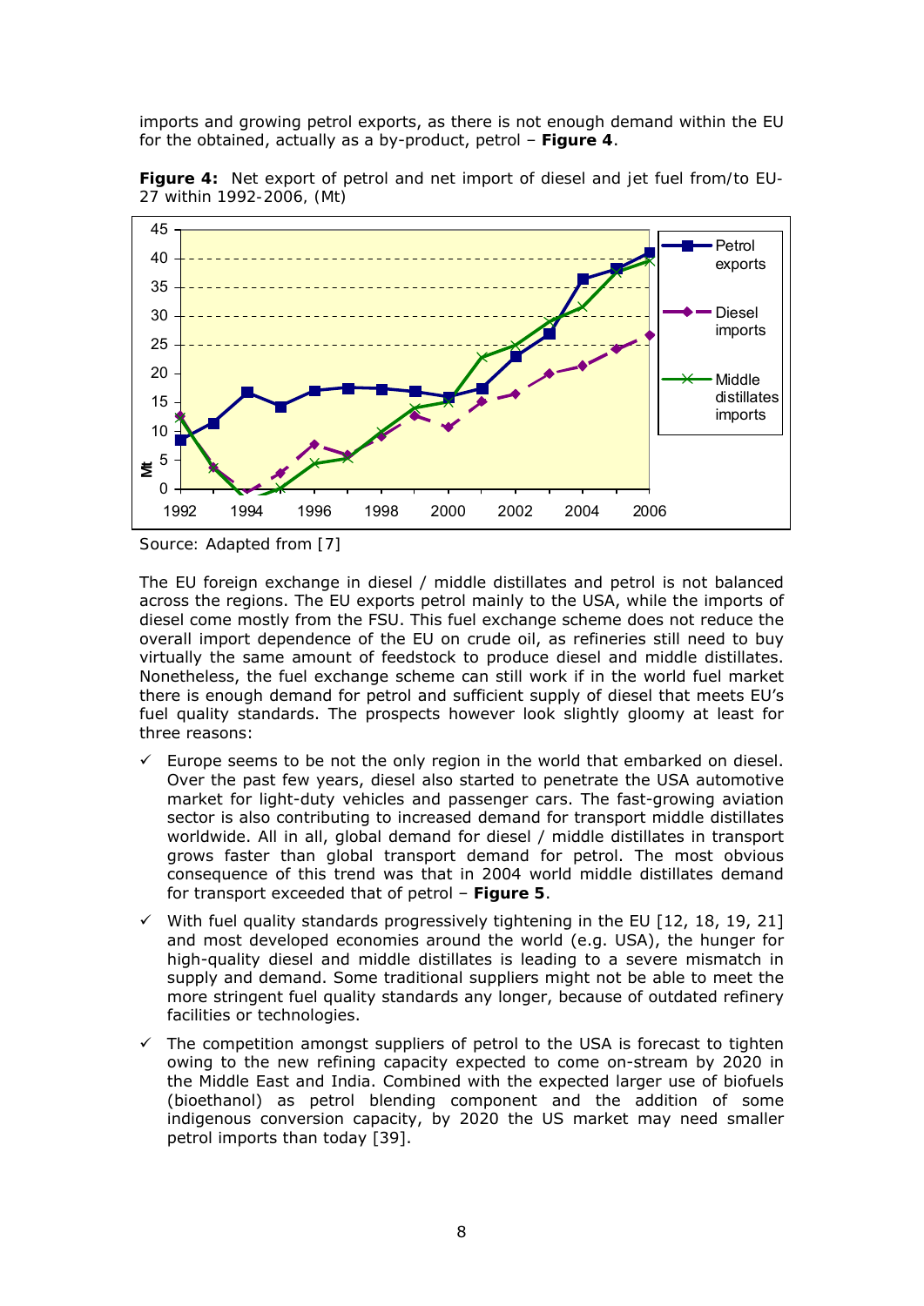imports and growing petrol exports, as there is not enough demand within the EU for the obtained, actually as a by-product, petrol – **Figure 4**.

**Figure 4:** Net export of petrol and net import of diesel and jet fuel from/to EU-27 within 1992-2006, (Mt)

Source: Adapted from [7]

The EU foreign exchange in diesel / middle distillates and petrol is not balanced across the regions. The EU exports petrol mainly to the USA, while the imports of diesel come mostly from the FSU. This fuel exchange scheme does not reduce the overall import dependence of the EU on crude oil, as refineries still need to buy virtually the same amount of feedstock to produce diesel and middle distillates. Nonetheless, the fuel exchange scheme can still work if in the world fuel market there is enough demand for petrol and sufficient supply of diesel that meets EU's fuel quality standards. The prospects however look slightly gloomy at least for three reasons:

- ✓ Europe seems to be not the only region in the world that embarked on diesel. Over the past few years, diesel also started to penetrate the USA automotive market for light-duty vehicles and passenger cars. The fast-growing aviation sector is also contributing to increased demand for transport middle distillates worldwide. All in all, global demand for diesel / middle distillates in transport grows faster than global transport demand for petrol. The most obvious consequence of this trend was that in 2004 world middle distillates demand for transport exceeded that of petrol – **Figure 5**.
- ✓ With fuel quality standards progressively tightening in the EU [12, 18, 19, 21] and most developed economies around the world (e.g. USA), the hunger for high-quality diesel and middle distillates is leading to a severe mismatch in supply and demand. Some traditional suppliers might not be able to meet the more stringent fuel quality standards any longer, because of outdated refinery facilities or technologies.
- ✓ The competition amongst suppliers of petrol to the USA is forecast to tighten owing to the new refining capacity expected to come on-stream by 2020 in the Middle East and India. Combined with the expected larger use of biofuels (bioethanol) as petrol blending component and the addition of some indigenous conversion capacity, by 2020 the US market may need smaller petrol imports than today [39].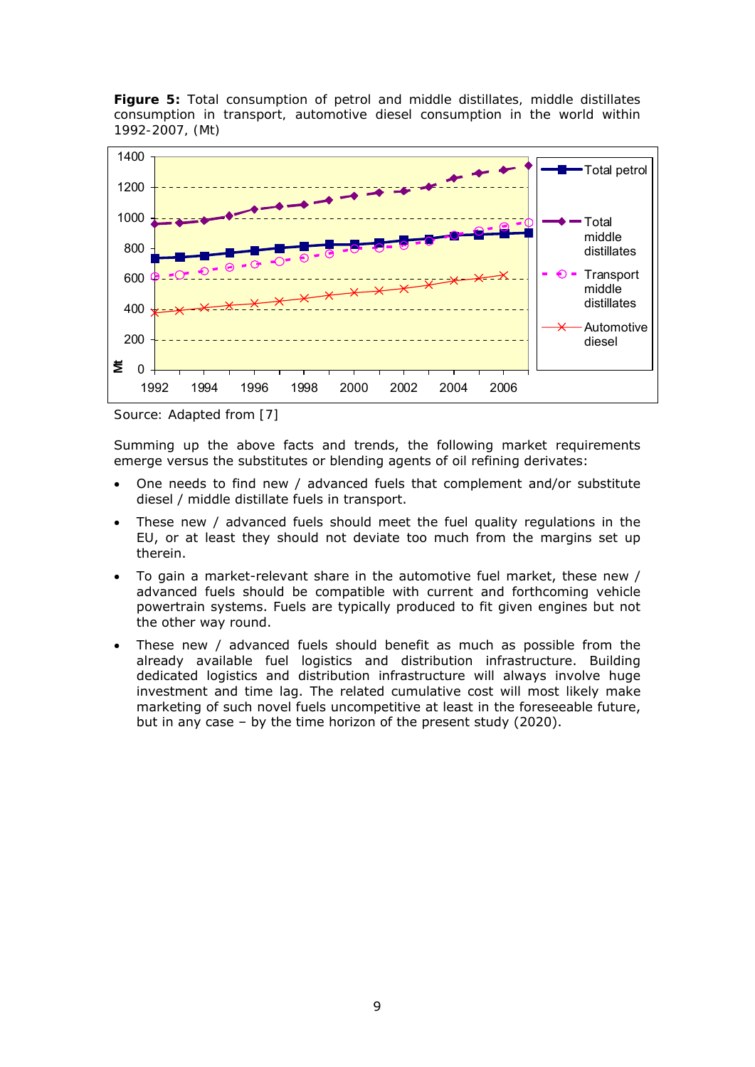**Figure 5:** Total consumption of petrol and middle distillates, middle distillates consumption in transport, automotive diesel consumption in the world within 1992-2007, (Mt)

Source: Adapted from [7]

Summing up the above facts and trends, the following market requirements emerge versus the substitutes or blending agents of oil refining derivates:

- One needs to find new / advanced fuels that complement and/or substitute diesel / middle distillate fuels in transport.
- These new / advanced fuels should meet the fuel quality regulations in the EU, or at least they should not deviate too much from the margins set up therein.
- To gain a market-relevant share in the automotive fuel market, these new / advanced fuels should be compatible with current and forthcoming vehicle powertrain systems. Fuels are typically produced to fit given engines but not the other way round.
- These new / advanced fuels should benefit as much as possible from the already available fuel logistics and distribution infrastructure. Building dedicated logistics and distribution infrastructure will always involve huge investment and time lag. The related cumulative cost will most likely make marketing of such novel fuels uncompetitive at least in the foreseeable future, but in any case – by the time horizon of the present study (2020).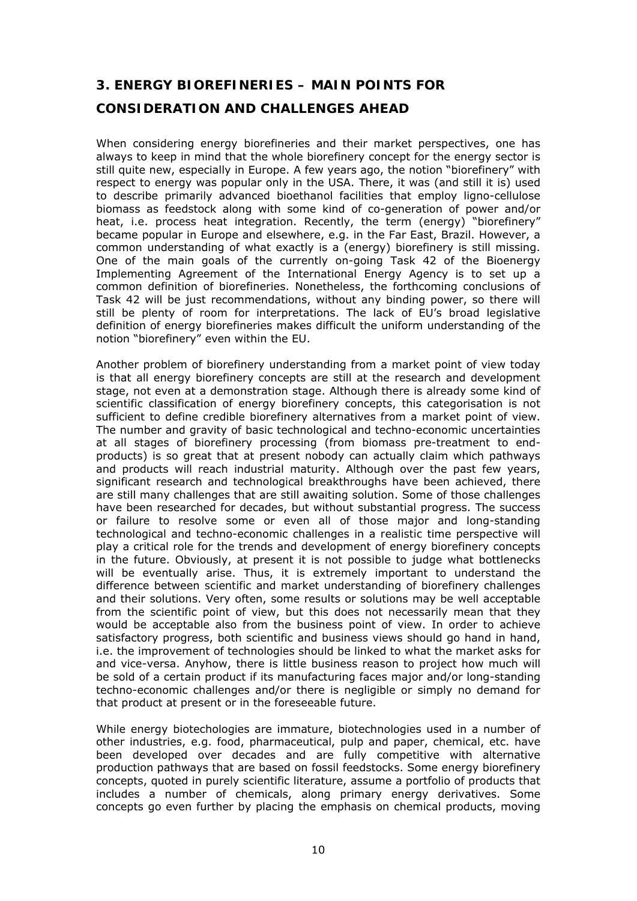## 3. ENERGY BIOREFINERIES – MAIN POINTS FOR CONSIDERATION AND CHALLENGES AHEAD

When considering energy biorefineries and their market perspectives, one has always to keep in mind that the whole biorefinery concept for the energy sector is still quite new, especially in Europe. A few years ago, the notion "biorefinery" with respect to energy was popular only in the USA. There, it was (and still it is) used to describe primarily advanced bioethanol facilities that employ ligno-cellulose biomass as feedstock along with some kind of co-generation of power and/or heat, i.e. process heat integration. Recently, the term (energy) "biorefinery" became popular in Europe and elsewhere, e.g. in the Far East, Brazil. However, a common understanding of what exactly is a (energy) biorefinery is still missing. One of the main goals of the currently on-going Task 42 of the Bioenergy Implementing Agreement of the International Energy Agency is to set up a common definition of biorefineries. Nonetheless, the forthcoming conclusions of Task 42 will be just recommendations, without any binding power, so there will still be plenty of room for interpretations. The lack of EU's broad legislative definition of energy biorefineries makes difficult the uniform understanding of the notion "biorefinery" even within the EU.

Another problem of biorefinery understanding from a market point of view today is that all energy biorefinery concepts are still at the research and development stage, not even at a demonstration stage. Although there is already some kind of scientific classification of energy biorefinery concepts, this categorisation is not sufficient to define credible biorefinery alternatives from a market point of view. The number and gravity of basic technological and techno-economic uncertainties at all stages of biorefinery processing (from biomass pre-treatment to end-products) is so great that at present nobody can actually claim which pathways and products will reach industrial maturity. Although over the past few years, significant research and technological breakthroughs have been achieved, there are still many challenges that are still awaiting solution. Some of those challenges have been researched for decades, but without substantial progress. The success or failure to resolve some or even all of those major and long-standing technological and techno-economic challenges in a realistic time perspective will play a critical role for the trends and development of energy biorefinery concepts in the future. Obviously, at present it is not possible to judge what bottlenecks will be eventually arise. Thus, it is extremely important to understand the difference between scientific and market understanding of biorefinery challenges and their solutions. Very often, some results or solutions may be well acceptable from the scientific point of view, but this does not necessarily mean that they would be acceptable also from the business point of view. In order to achieve satisfactory progress, both scientific and business views should go hand in hand, i.e. the improvement of technologies should be linked to what the market asks for and vice-versa. Anyhow, there is little business reason to project how much will be sold of a certain product if its manufacturing faces major and/or long-standing techno-economic challenges and/or there is negligible or simply no demand for that product at present or in the foreseeable future.

While energy biotechologies are immature, biotechnologies used in a number of other industries, e.g. food, pharmaceutical, pulp and paper, chemical, etc. have been developed over decades and are fully competitive with alternative production pathways that are based on fossil feedstocks. Some energy biorefinery concepts, quoted in purely scientific literature, assume a portfolio of products that includes a number of chemicals, along primary energy derivatives. Some concepts go even further by placing the emphasis on chemical products, moving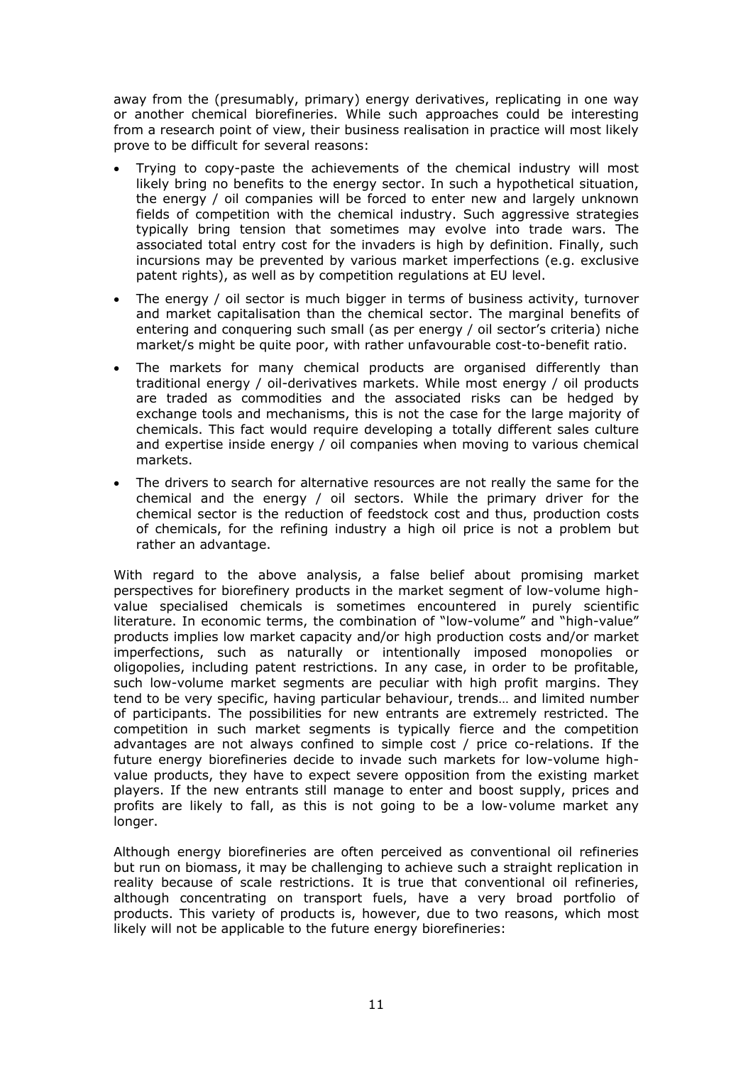away from the (presumably, primary) energy derivatives, replicating in one way or another chemical biorefineries. While such approaches could be interesting from a research point of view, their business realisation in practice will most likely prove to be difficult for several reasons:

- Trying to copy-paste the achievements of the chemical industry will most likely bring no benefits to the energy sector. In such a hypothetical situation, the energy / oil companies will be forced to enter new and largely unknown fields of competition with the chemical industry. Such aggressive strategies typically bring tension that sometimes may evolve into trade wars. The associated total entry cost for the invaders is high by definition. Finally, such incursions may be prevented by various market imperfections (e.g. exclusive patent rights), as well as by competition regulations at EU level.
- The energy / oil sector is much bigger in terms of business activity, turnover and market capitalisation than the chemical sector. The marginal benefits of entering and conquering such small (as per energy / oil sector's criteria) niche market/s might be quite poor, with rather unfavourable cost-to-benefit ratio.
- The markets for many chemical products are organised differently than traditional energy / oil-derivatives markets. While most energy / oil products are traded as commodities and the associated risks can be hedged by exchange tools and mechanisms, this is not the case for the large majority of chemicals. This fact would require developing a totally different sales culture and expertise inside energy / oil companies when moving to various chemical markets.
- The drivers to search for alternative resources are not really the same for the chemical and the energy / oil sectors. While the primary driver for the chemical sector is the reduction of feedstock cost and thus, production costs of chemicals, for the refining industry a high oil price is not a problem but rather an advantage.

With regard to the above analysis, a false belief about promising market perspectives for biorefinery products in the market segment of low-volume high-value specialised chemicals is sometimes encountered in purely scientific literature. In economic terms, the combination of "low-volume" and "high-value" products implies low market capacity and/or high production costs and/or market imperfections, such as naturally or intentionally imposed monopolies or oligopolies, including patent restrictions. In any case, in order to be profitable, such low-volume market segments are peculiar with high profit margins. They tend to be very specific, having particular behaviour, trends… and limited number of participants. The possibilities for new entrants are extremely restricted. The competition in such market segments is typically fierce and the competition advantages are not always confined to simple cost / price co-relations. If the future energy biorefineries decide to invade such markets for low-volume high-value products, they have to expect severe opposition from the existing market players. If the new entrants still manage to enter and boost supply, prices and profits are likely to fall, as this is not going to be a low-volume market any longer.

Although energy biorefineries are often perceived as conventional oil refineries but run on biomass, it may be challenging to achieve such a straight replication in reality because of scale restrictions. It is true that conventional oil refineries, although concentrating on transport fuels, have a very broad portfolio of products. This variety of products is, however, due to two reasons, which most likely will not be applicable to the future energy biorefineries: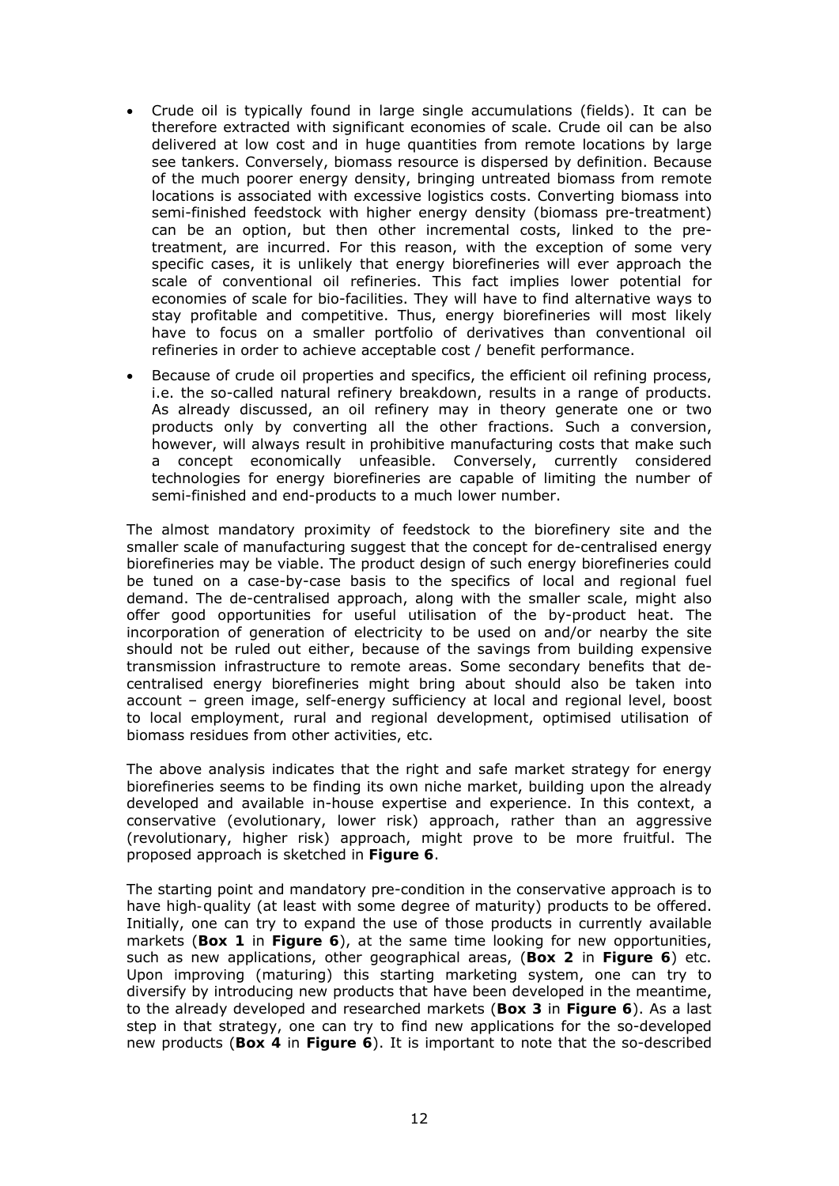- Crude oil is typically found in large single accumulations (fields). It can be therefore extracted with significant economies of scale. Crude oil can be also delivered at low cost and in huge quantities from remote locations by large see tankers. Conversely, biomass resource is dispersed by definition. Because of the much poorer energy density, bringing untreated biomass from remote locations is associated with excessive logistics costs. Converting biomass into semi-finished feedstock with higher energy density (biomass pre-treatment) can be an option, but then other incremental costs, linked to the pre-treatment, are incurred. For this reason, with the exception of some very specific cases, it is unlikely that energy biorefineries will ever approach the scale of conventional oil refineries. This fact implies lower potential for economies of scale for bio-facilities. They will have to find alternative ways to stay profitable and competitive. Thus, energy biorefineries will most likely have to focus on a smaller portfolio of derivatives than conventional oil refineries in order to achieve acceptable cost / benefit performance.
- Because of crude oil properties and specifics, the efficient oil refining process, i.e. the so-called natural refinery breakdown, results in a range of products. As already discussed, an oil refinery may in theory generate one or two products only by converting all the other fractions. Such a conversion, however, will always result in prohibitive manufacturing costs that make such a concept economically unfeasible. Conversely, currently considered technologies for energy biorefineries are capable of limiting the number of semi-finished and end-products to a much lower number.

The almost mandatory proximity of feedstock to the biorefinery site and the smaller scale of manufacturing suggest that the concept for de-centralised energy biorefineries may be viable. The product design of such energy biorefineries could be tuned on a case-by-case basis to the specifics of local and regional fuel demand. The de-centralised approach, along with the smaller scale, might also offer good opportunities for useful utilisation of the by-product heat. The incorporation of generation of electricity to be used on and/or nearby the site should not be ruled out either, because of the savings from building expensive transmission infrastructure to remote areas. Some secondary benefits that de-centralised energy biorefineries might bring about should also be taken into account – green image, self-energy sufficiency at local and regional level, boost to local employment, rural and regional development, optimised utilisation of biomass residues from other activities, etc.

The above analysis indicates that the right and safe market strategy for energy biorefineries seems to be finding its own niche market, building upon the already developed and available in-house expertise and experience. In this context, a conservative (evolutionary, lower risk) approach, rather than an aggressive (revolutionary, higher risk) approach, might prove to be more fruitful. The proposed approach is sketched in **Figure 6**.

The starting point and mandatory pre-condition in the conservative approach is to have high-quality (at least with some degree of maturity) products to be offered. Initially, one can try to expand the use of those products in currently available markets (**Box 1** in **Figure 6**), at the same time looking for new opportunities, such as new applications, other geographical areas, (**Box 2** in **Figure 6**) etc. Upon improving (maturing) this starting marketing system, one can try to diversify by introducing new products that have been developed in the meantime, to the already developed and researched markets (**Box 3** in **Figure 6**). As a last step in that strategy, one can try to find new applications for the so-developed new products (**Box 4** in **Figure 6**). It is important to note that the so-described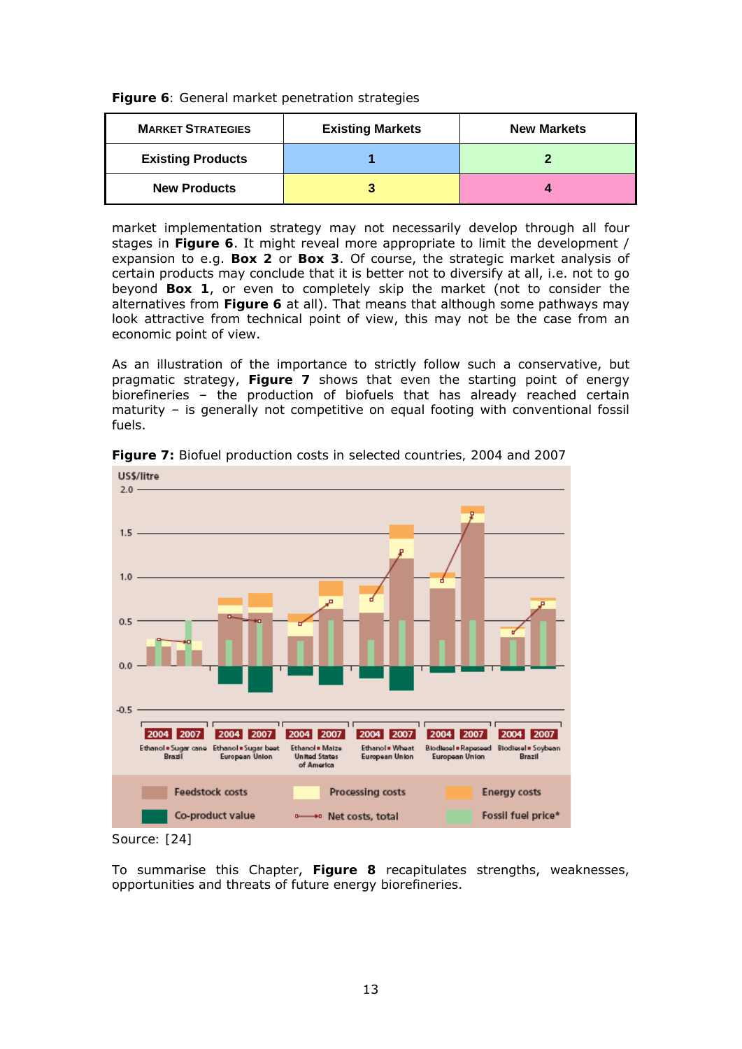**Figure 6**: General market penetration strategies

| MARKET STRATEGIES | Existing Markets | New Markets |
|---|---|---|
| Existing Products | 1 | 2 |
| New Products | 3 | 4 |

market implementation strategy may not necessarily develop through all four stages in **Figure 6**. It might reveal more appropriate to limit the development / expansion to e.g. **Box 2** or **Box 3**. Of course, the strategic market analysis of certain products may conclude that it is better not to diversify at all, i.e. not to go beyond **Box 1**, or even to completely skip the market (not to consider the alternatives from **Figure 6** at all). That means that although some pathways may look attractive from technical point of view, this may not be the case from an economic point of view.

As an illustration of the importance to strictly follow such a conservative, but pragmatic strategy, **Figure 7** shows that even the starting point of energy biorefineries – the production of biofuels that has already reached certain maturity – is generally not competitive on equal footing with conventional fossil fuels.

**Figure 7:** Biofuel production costs in selected countries, 2004 and 2007

Source: [24]

To summarise this Chapter, **Figure 8** recapitulates strengths, weaknesses, opportunities and threats of future energy biorefineries.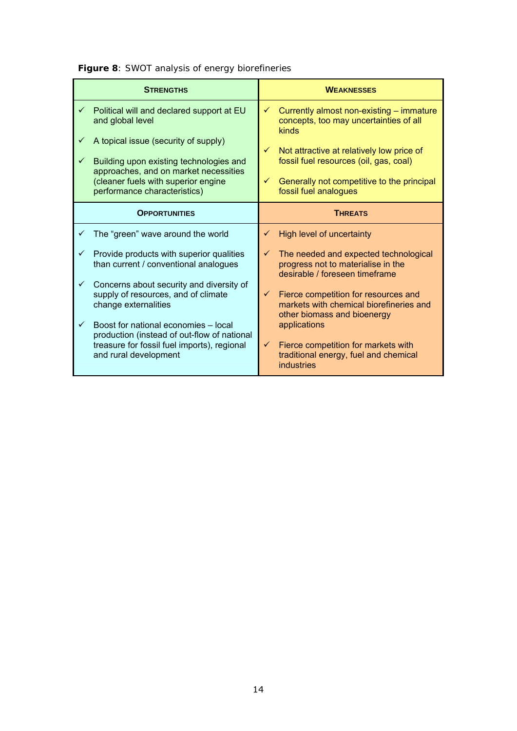**Figure 8**: SWOT analysis of energy biorefineries

| STRENGTHS | WEAKNESSES |
|---|---|
| ✓ Political will and declared support at EU and global level<br>✓ A topical issue (security of supply)<br>✓ Building upon existing technologies and approaches, and on market necessities (cleaner fuels with superior engine performance characteristics) | ✓ Currently almost non-existing – immature concepts, too may uncertainties of all kinds<br>✓ Not attractive at relatively low price of fossil fuel resources (oil, gas, coal)<br>✓ Generally not competitive to the principal fossil fuel analogues |
| **OPPORTUNITIES** | **THREATS** |
| ✓ The "green" wave around the world<br>✓ Provide products with superior qualities than current / conventional analogues<br>✓ Concerns about security and diversity of supply of resources, and of climate change externalities<br>✓ Boost for national economies – local production (instead of out-flow of national treasure for fossil fuel imports), regional and rural development | ✓ High level of uncertainty<br>✓ The needed and expected technological progress not to materialise in the desirable / foreseen timeframe<br>✓ Fierce competition for resources and markets with chemical biorefineries and other biomass and bioenergy applications<br>✓ Fierce competition for markets with traditional energy, fuel and chemical industries |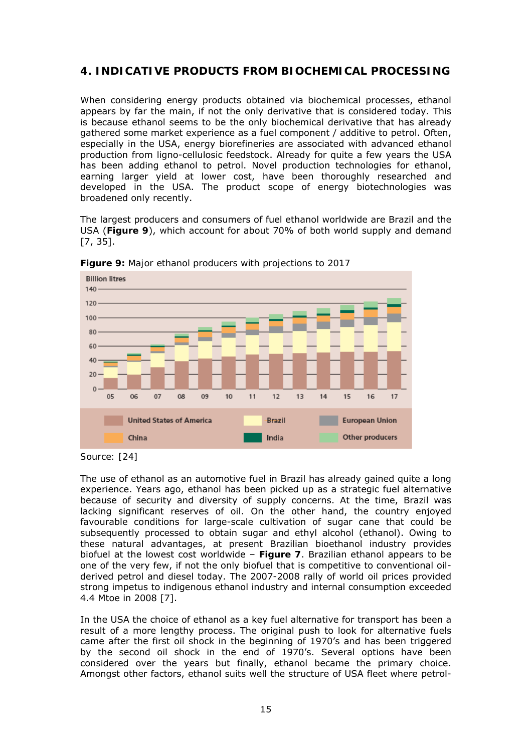## 4. INDICATIVE PRODUCTS FROM BIOCHEMICAL PROCESSING

When considering energy products obtained via biochemical processes, ethanol appears by far the main, if not the only derivative that is considered today. This is because ethanol seems to be the only biochemical derivative that has already gathered some market experience as a fuel component / additive to petrol. Often, especially in the USA, energy biorefineries are associated with advanced ethanol production from ligno-cellulosic feedstock. Already for quite a few years the USA has been adding ethanol to petrol. Novel production technologies for ethanol, earning larger yield at lower cost, have been thoroughly researched and developed in the USA. The product scope of energy biotechnologies was broadened only recently.

The largest producers and consumers of fuel ethanol worldwide are Brazil and the USA (**Figure 9**), which account for about 70% of both world supply and demand [7, 35].

**Figure 9:** Major ethanol producers with projections to 2017

Source: [24]

The use of ethanol as an automotive fuel in Brazil has already gained quite a long experience. Years ago, ethanol has been picked up as a strategic fuel alternative because of security and diversity of supply concerns. At the time, Brazil was lacking significant reserves of oil. On the other hand, the country enjoyed favourable conditions for large-scale cultivation of sugar cane that could be subsequently processed to obtain sugar and ethyl alcohol (ethanol). Owing to these natural advantages, at present Brazilian bioethanol industry provides biofuel at the lowest cost worldwide – **Figure 7**. Brazilian ethanol appears to be one of the very few, if not the only biofuel that is competitive to conventional oil-derived petrol and diesel today. The 2007-2008 rally of world oil prices provided strong impetus to indigenous ethanol industry and internal consumption exceeded 4.4 Mtoe in 2008 [7].

In the USA the choice of ethanol as a key fuel alternative for transport has been a result of a more lengthy process. The original push to look for alternative fuels came after the first oil shock in the beginning of 1970's and has been triggered by the second oil shock in the end of 1970's. Several options have been considered over the years but finally, ethanol became the primary choice. Amongst other factors, ethanol suits well the structure of USA fleet where petrol-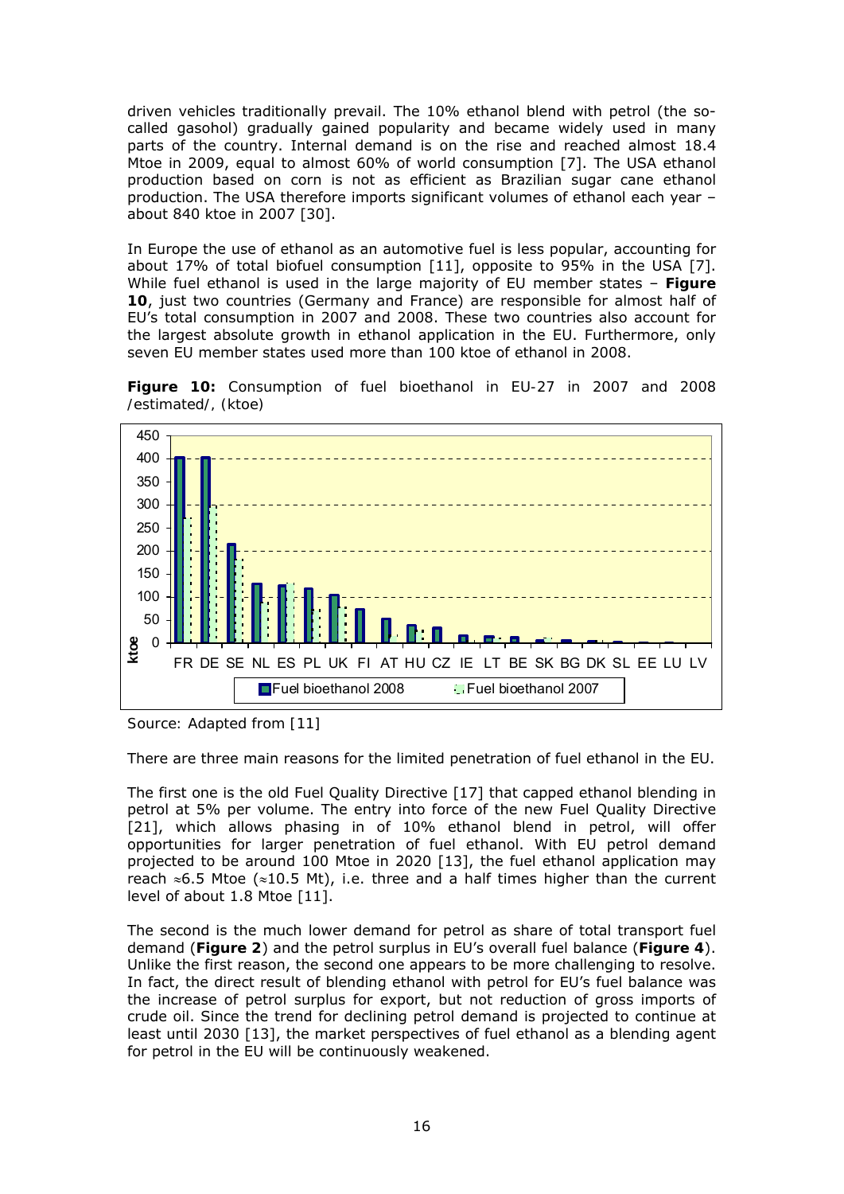driven vehicles traditionally prevail. The 10% ethanol blend with petrol (the so-called gasohol) gradually gained popularity and became widely used in many parts of the country. Internal demand is on the rise and reached almost 18.4 Mtoe in 2009, equal to almost 60% of world consumption [7]. The USA ethanol production based on corn is not as efficient as Brazilian sugar cane ethanol production. The USA therefore imports significant volumes of ethanol each year – about 840 ktoe in 2007 [30].

In Europe the use of ethanol as an automotive fuel is less popular, accounting for about 17% of total biofuel consumption [11], opposite to 95% in the USA [7]. While fuel ethanol is used in the large majority of EU member states – **Figure 10**, just two countries (Germany and France) are responsible for almost half of EU's total consumption in 2007 and 2008. These two countries also account for the largest absolute growth in ethanol application in the EU. Furthermore, only seven EU member states used more than 100 ktoe of ethanol in 2008.

**Figure 10:** Consumption of fuel bioethanol in EU-27 in 2007 and 2008 /estimated/, (ktoe)

Source: Adapted from [11]

There are three main reasons for the limited penetration of fuel ethanol in the EU.

The first one is the old Fuel Quality Directive [17] that capped ethanol blending in petrol at 5% per volume. The entry into force of the new Fuel Quality Directive [21], which allows phasing in of 10% ethanol blend in petrol, will offer opportunities for larger penetration of fuel ethanol. With EU petrol demand projected to be around 100 Mtoe in 2020 [13], the fuel ethanol application may reach ≈6.5 Mtoe (≈10.5 Mt), i.e. three and a half times higher than the current level of about 1.8 Mtoe [11].

The second is the much lower demand for petrol as share of total transport fuel demand (**Figure 2**) and the petrol surplus in EU's overall fuel balance (**Figure 4**). Unlike the first reason, the second one appears to be more challenging to resolve. In fact, the direct result of blending ethanol with petrol for EU's fuel balance was the increase of petrol surplus for export, but not reduction of gross imports of crude oil. Since the trend for declining petrol demand is projected to continue at least until 2030 [13], the market perspectives of fuel ethanol as a blending agent for petrol in the EU will be continuously weakened.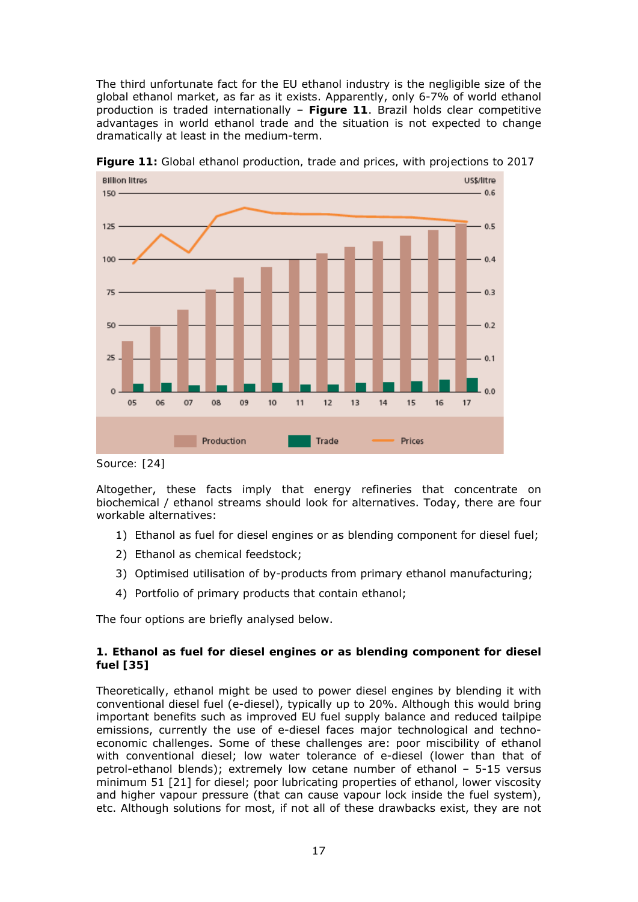The third unfortunate fact for the EU ethanol industry is the negligible size of the global ethanol market, as far as it exists. Apparently, only 6-7% of world ethanol production is traded internationally – **Figure 11**. Brazil holds clear competitive advantages in world ethanol trade and the situation is not expected to change dramatically at least in the medium-term.

**Figure 11:** Global ethanol production, trade and prices, with projections to 2017

Source: [24]

Altogether, these facts imply that energy refineries that concentrate on biochemical / ethanol streams should look for alternatives. Today, there are four workable alternatives:

1) Ethanol as fuel for diesel engines or as blending component for diesel fuel;
2) Ethanol as chemical feedstock;
3) Optimised utilisation of by-products from primary ethanol manufacturing;
4) Portfolio of primary products that contain ethanol;

The four options are briefly analysed below.

**1. Ethanol as fuel for diesel engines or as blending component for diesel fuel [35]**

Theoretically, ethanol might be used to power diesel engines by blending it with conventional diesel fuel (e-diesel), typically up to 20%. Although this would bring important benefits such as improved EU fuel supply balance and reduced tailpipe emissions, currently the use of e-diesel faces major technological and techno-economic challenges. Some of these challenges are: poor miscibility of ethanol with conventional diesel; low water tolerance of e-diesel (lower than that of petrol-ethanol blends); extremely low cetane number of ethanol – 5-15 versus minimum 51 [21] for diesel; poor lubricating properties of ethanol, lower viscosity and higher vapour pressure (that can cause vapour lock inside the fuel system), etc. Although solutions for most, if not all of these drawbacks exist, they are not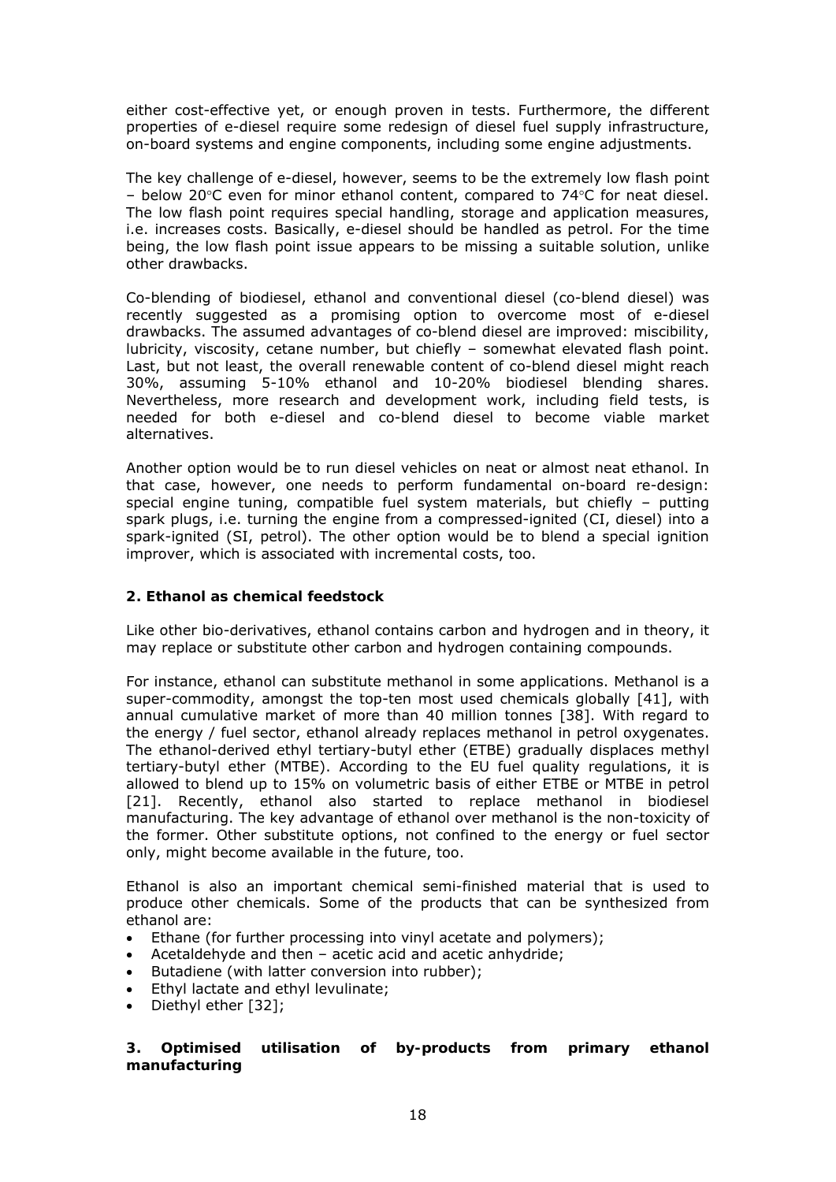either cost-effective yet, or enough proven in tests. Furthermore, the different properties of e-diesel require some redesign of diesel fuel supply infrastructure, on-board systems and engine components, including some engine adjustments.

The key challenge of e-diesel, however, seems to be the extremely low flash point – below 20°C even for minor ethanol content, compared to 74°C for neat diesel. The low flash point requires special handling, storage and application measures, i.e. increases costs. Basically, e-diesel should be handled as petrol. For the time being, the low flash point issue appears to be missing a suitable solution, unlike other drawbacks.

Co-blending of biodiesel, ethanol and conventional diesel (co-blend diesel) was recently suggested as a promising option to overcome most of e-diesel drawbacks. The assumed advantages of co-blend diesel are improved: miscibility, lubricity, viscosity, cetane number, but chiefly – somewhat elevated flash point. Last, but not least, the overall renewable content of co-blend diesel might reach 30%, assuming 5-10% ethanol and 10-20% biodiesel blending shares. Nevertheless, more research and development work, including field tests, is needed for both e-diesel and co-blend diesel to become viable market alternatives.

Another option would be to run diesel vehicles on neat or almost neat ethanol. In that case, however, one needs to perform fundamental on-board re-design: special engine tuning, compatible fuel system materials, but chiefly – putting spark plugs, i.e. turning the engine from a compressed-ignited (CI, diesel) into a spark-ignited (SI, petrol). The other option would be to blend a special ignition improver, which is associated with incremental costs, too.

### 2. Ethanol as chemical feedstock

Like other bio-derivatives, ethanol contains carbon and hydrogen and in theory, it may replace or substitute other carbon and hydrogen containing compounds.

For instance, ethanol can substitute methanol in some applications. Methanol is a super-commodity, amongst the top-ten most used chemicals globally [41], with annual cumulative market of more than 40 million tonnes [38]. With regard to the energy / fuel sector, ethanol already replaces methanol in petrol oxygenates. The ethanol-derived ethyl tertiary-butyl ether (ETBE) gradually displaces methyl tertiary-butyl ether (MTBE). According to the EU fuel quality regulations, it is allowed to blend up to 15% on volumetric basis of either ETBE or MTBE in petrol [21]. Recently, ethanol also started to replace methanol in biodiesel manufacturing. The key advantage of ethanol over methanol is the non-toxicity of the former. Other substitute options, not confined to the energy or fuel sector only, might become available in the future, too.

Ethanol is also an important chemical semi-finished material that is used to produce other chemicals. Some of the products that can be synthesized from ethanol are:

- Ethane (for further processing into vinyl acetate and polymers);
- Acetaldehyde and then – acetic acid and acetic anhydride;
- Butadiene (with latter conversion into rubber);
- Ethyl lactate and ethyl levulinate;
- Diethyl ether [32];

### 3. Optimised utilisation of by-products from primary ethanol manufacturing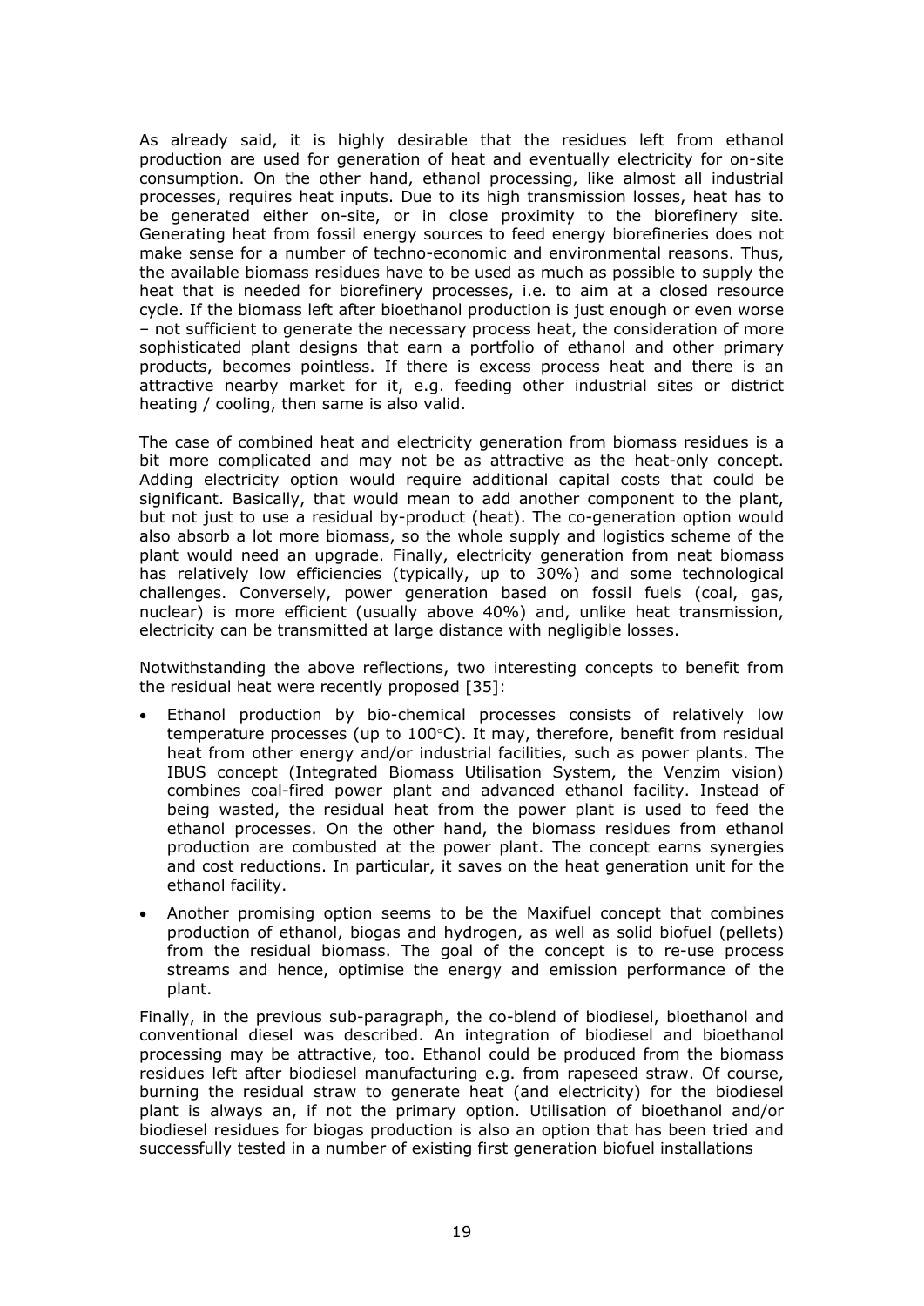As already said, it is highly desirable that the residues left from ethanol production are used for generation of heat and eventually electricity for on-site consumption. On the other hand, ethanol processing, like almost all industrial processes, requires heat inputs. Due to its high transmission losses, heat has to be generated either on-site, or in close proximity to the biorefinery site. Generating heat from fossil energy sources to feed energy biorefineries does not make sense for a number of techno-economic and environmental reasons. Thus, the available biomass residues have to be used as much as possible to supply the heat that is needed for biorefinery processes, i.e. to aim at a closed resource cycle. If the biomass left after bioethanol production is just enough or even worse – not sufficient to generate the necessary process heat, the consideration of more sophisticated plant designs that earn a portfolio of ethanol and other primary products, becomes pointless. If there is excess process heat and there is an attractive nearby market for it, e.g. feeding other industrial sites or district heating / cooling, then same is also valid.

The case of combined heat and electricity generation from biomass residues is a bit more complicated and may not be as attractive as the heat-only concept. Adding electricity option would require additional capital costs that could be significant. Basically, that would mean to add another component to the plant, but not just to use a residual by-product (heat). The co-generation option would also absorb a lot more biomass, so the whole supply and logistics scheme of the plant would need an upgrade. Finally, electricity generation from neat biomass has relatively low efficiencies (typically, up to 30%) and some technological challenges. Conversely, power generation based on fossil fuels (coal, gas, nuclear) is more efficient (usually above 40%) and, unlike heat transmission, electricity can be transmitted at large distance with negligible losses.

Notwithstanding the above reflections, two interesting concepts to benefit from the residual heat were recently proposed [35]:

- Ethanol production by bio-chemical processes consists of relatively low temperature processes (up to 100°C). It may, therefore, benefit from residual heat from other energy and/or industrial facilities, such as power plants. The IBUS concept (Integrated Biomass Utilisation System, the Venzim vision) combines coal-fired power plant and advanced ethanol facility. Instead of being wasted, the residual heat from the power plant is used to feed the ethanol processes. On the other hand, the biomass residues from ethanol production are combusted at the power plant. The concept earns synergies and cost reductions. In particular, it saves on the heat generation unit for the ethanol facility.
- Another promising option seems to be the Maxifuel concept that combines production of ethanol, biogas and hydrogen, as well as solid biofuel (pellets) from the residual biomass. The goal of the concept is to re-use process streams and hence, optimise the energy and emission performance of the plant.

Finally, in the previous sub-paragraph, the co-blend of biodiesel, bioethanol and conventional diesel was described. An integration of biodiesel and bioethanol processing may be attractive, too. Ethanol could be produced from the biomass residues left after biodiesel manufacturing e.g. from rapeseed straw. Of course, burning the residual straw to generate heat (and electricity) for the biodiesel plant is always an, if not the primary option. Utilisation of bioethanol and/or biodiesel residues for biogas production is also an option that has been tried and successfully tested in a number of existing first generation biofuel installations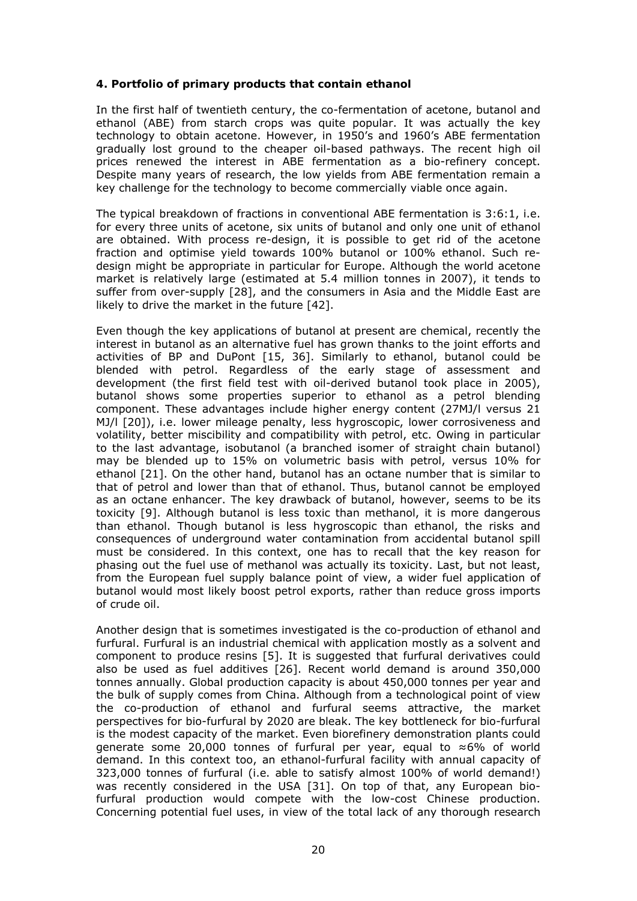#### 4. Portfolio of primary products that contain ethanol

In the first half of twentieth century, the co-fermentation of acetone, butanol and ethanol (ABE) from starch crops was quite popular. It was actually the key technology to obtain acetone. However, in 1950's and 1960's ABE fermentation gradually lost ground to the cheaper oil-based pathways. The recent high oil prices renewed the interest in ABE fermentation as a bio-refinery concept. Despite many years of research, the low yields from ABE fermentation remain a key challenge for the technology to become commercially viable once again.

The typical breakdown of fractions in conventional ABE fermentation is 3:6:1, i.e. for every three units of acetone, six units of butanol and only one unit of ethanol are obtained. With process re-design, it is possible to get rid of the acetone fraction and optimise yield towards 100% butanol or 100% ethanol. Such re-design might be appropriate in particular for Europe. Although the world acetone market is relatively large (estimated at 5.4 million tonnes in 2007), it tends to suffer from over-supply [28], and the consumers in Asia and the Middle East are likely to drive the market in the future [42].

Even though the key applications of butanol at present are chemical, recently the interest in butanol as an alternative fuel has grown thanks to the joint efforts and activities of BP and DuPont [15, 36]. Similarly to ethanol, butanol could be blended with petrol. Regardless of the early stage of assessment and development (the first field test with oil-derived butanol took place in 2005), butanol shows some properties superior to ethanol as a petrol blending component. These advantages include higher energy content (27MJ/l versus 21 MJ/l [20]), i.e. lower mileage penalty, less hygroscopic, lower corrosiveness and volatility, better miscibility and compatibility with petrol, etc. Owing in particular to the last advantage, isobutanol (a branched isomer of straight chain butanol) may be blended up to 15% on volumetric basis with petrol, versus 10% for ethanol [21]. On the other hand, butanol has an octane number that is similar to that of petrol and lower than that of ethanol. Thus, butanol cannot be employed as an octane enhancer. The key drawback of butanol, however, seems to be its toxicity [9]. Although butanol is less toxic than methanol, it is more dangerous than ethanol. Though butanol is less hygroscopic than ethanol, the risks and consequences of underground water contamination from accidental butanol spill must be considered. In this context, one has to recall that the key reason for phasing out the fuel use of methanol was actually its toxicity. Last, but not least, from the European fuel supply balance point of view, a wider fuel application of butanol would most likely boost petrol exports, rather than reduce gross imports of crude oil.

Another design that is sometimes investigated is the co-production of ethanol and furfural. Furfural is an industrial chemical with application mostly as a solvent and component to produce resins [5]. It is suggested that furfural derivatives could also be used as fuel additives [26]. Recent world demand is around 350,000 tonnes annually. Global production capacity is about 450,000 tonnes per year and the bulk of supply comes from China. Although from a technological point of view the co-production of ethanol and furfural seems attractive, the market perspectives for bio-furfural by 2020 are bleak. The key bottleneck for bio-furfural is the modest capacity of the market. Even biorefinery demonstration plants could generate some 20,000 tonnes of furfural per year, equal to ≈6% of world demand. In this context too, an ethanol-furfural facility with annual capacity of 323,000 tonnes of furfural (i.e. able to satisfy almost 100% of world demand!) was recently considered in the USA [31]. On top of that, any European bio-furfural production would compete with the low-cost Chinese production. Concerning potential fuel uses, in view of the total lack of any thorough research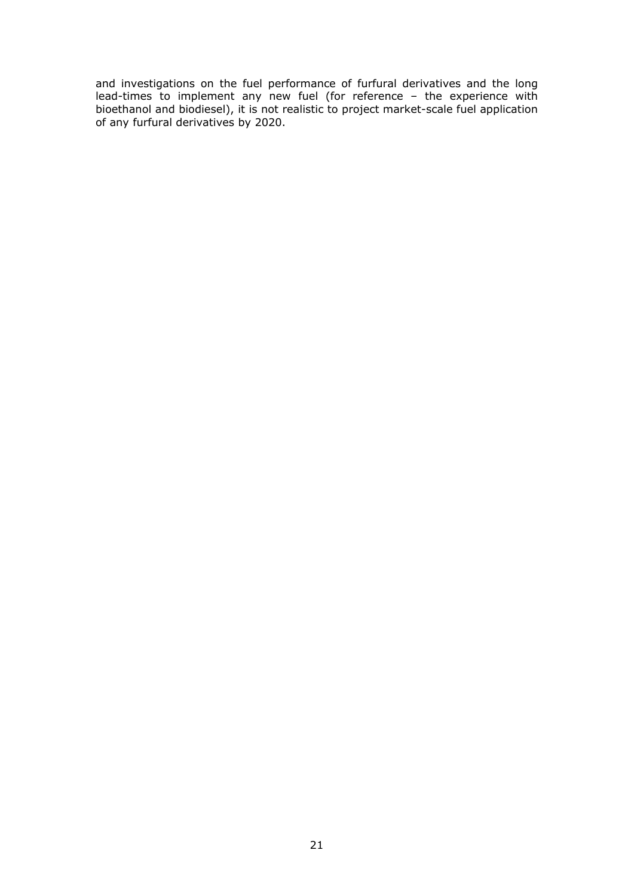and investigations on the fuel performance of furfural derivatives and the long lead-times to implement any new fuel (for reference – the experience with bioethanol and biodiesel), it is not realistic to project market-scale fuel application of any furfural derivatives by 2020.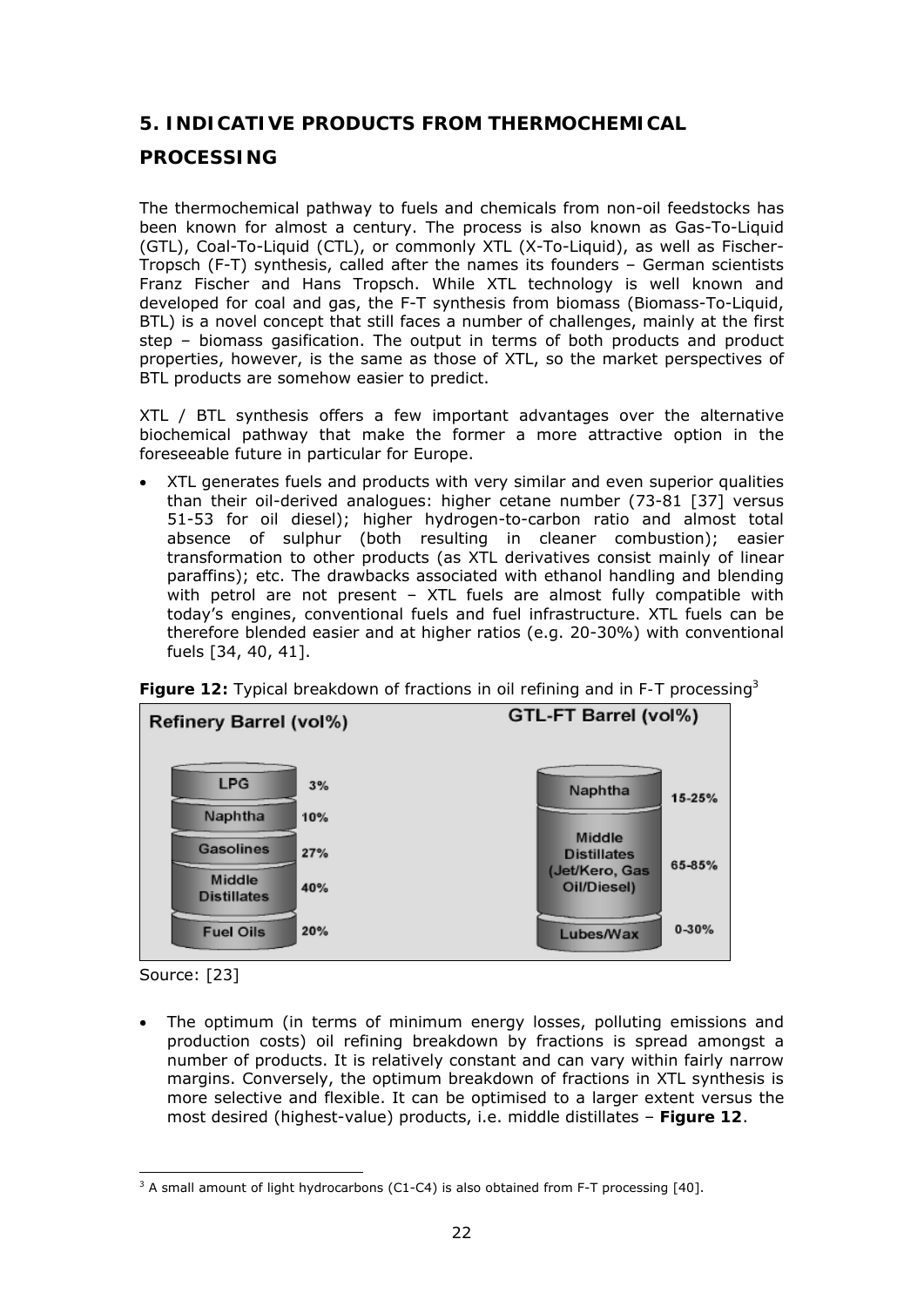## 5. INDICATIVE PRODUCTS FROM THERMOCHEMICAL PROCESSING

The thermochemical pathway to fuels and chemicals from non-oil feedstocks has been known for almost a century. The process is also known as Gas-To-Liquid (GTL), Coal-To-Liquid (CTL), or commonly XTL (X-To-Liquid), as well as Fischer-Tropsch (F-T) synthesis, called after the names its founders – German scientists Franz Fischer and Hans Tropsch. While XTL technology is well known and developed for coal and gas, the F-T synthesis from biomass (Biomass-To-Liquid, BTL) is a novel concept that still faces a number of challenges, mainly at the first step – biomass gasification. The output in terms of both products and product properties, however, is the same as those of XTL, so the market perspectives of BTL products are somehow easier to predict.

XTL / BTL synthesis offers a few important advantages over the alternative biochemical pathway that make the former a more attractive option in the foreseeable future in particular for Europe.

- XTL generates fuels and products with very similar and even superior qualities than their oil-derived analogues: higher cetane number (73-81 [37] versus 51-53 for oil diesel); higher hydrogen-to-carbon ratio and almost total absence of sulphur (both resulting in cleaner combustion); easier transformation to other products (as XTL derivatives consist mainly of linear paraffins); etc. The drawbacks associated with ethanol handling and blending with petrol are not present – XTL fuels are almost fully compatible with today's engines, conventional fuels and fuel infrastructure. XTL fuels can be therefore blended easier and at higher ratios (e.g. 20-30%) with conventional fuels [34, 40, 41].

**Figure 12:** Typical breakdown of fractions in oil refining and in F-T processing[3]

| Refinery Barrel (vol%) | | GTL-FT Barrel (vol%) | |
|---|---|---|---|
| LPG | 3% | Naphtha | 15-25% |
| Naphtha | 10% | Middle Distillates (Jet/Kero, Gas Oil/Diesel) | 65-85% |
| Gasolines | 27% | Lubes/Wax | 0-30% |
| Middle Distillates | 40% | | |
| Fuel Oils | 20% | | |

Source: [23]

- The optimum (in terms of minimum energy losses, polluting emissions and production costs) oil refining breakdown by fractions is spread amongst a number of products. It is relatively constant and can vary within fairly narrow margins. Conversely, the optimum breakdown of fractions in XTL synthesis is more selective and flexible. It can be optimised to a larger extent versus the most desired (highest-value) products, i.e. middle distillates – **Figure 12**.

[3] A small amount of light hydrocarbons (C1-C4) is also obtained from F-T processing [40].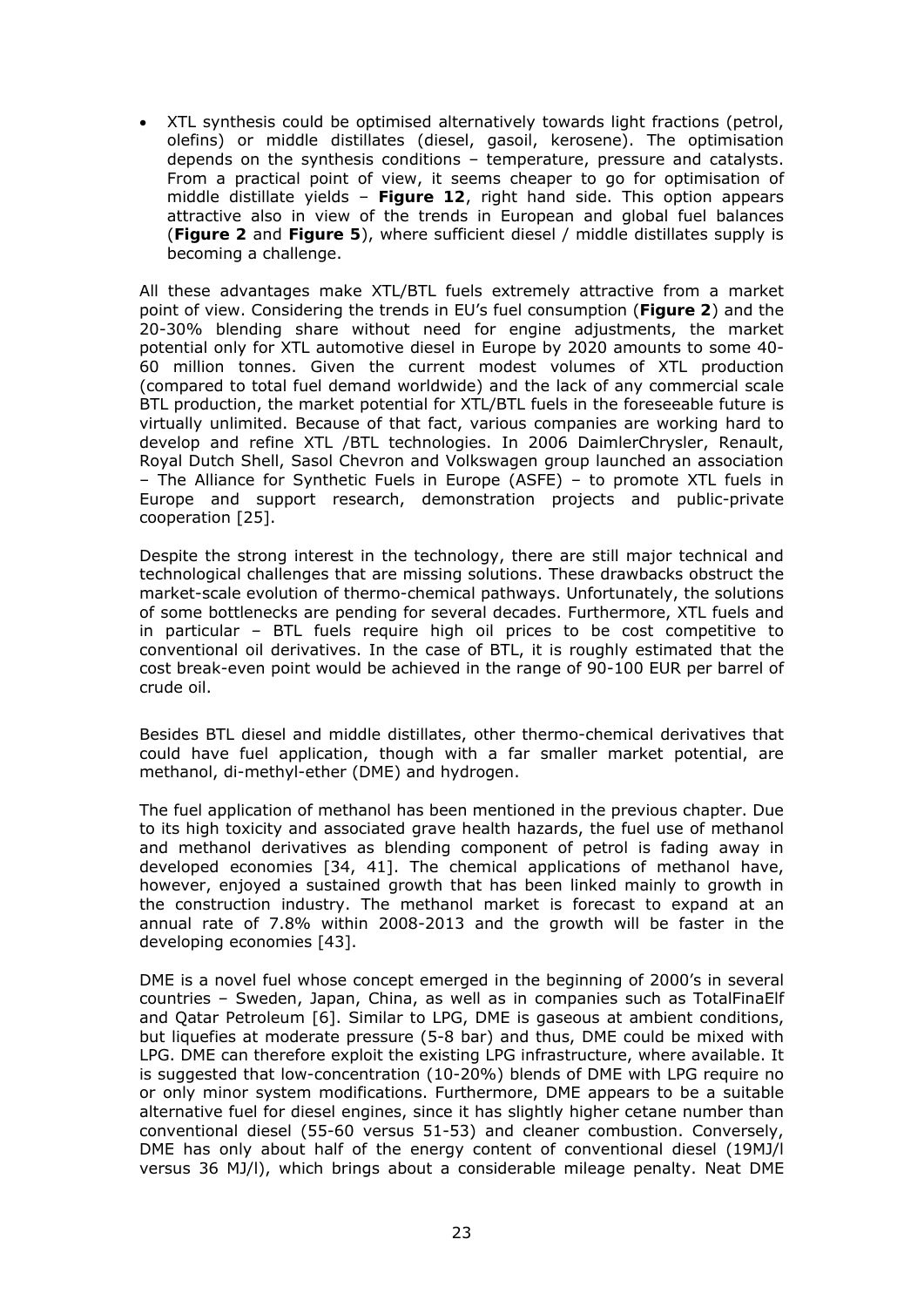- XTL synthesis could be optimised alternatively towards light fractions (petrol, olefins) or middle distillates (diesel, gasoil, kerosene). The optimisation depends on the synthesis conditions – temperature, pressure and catalysts. From a practical point of view, it seems cheaper to go for optimisation of middle distillate yields – **Figure 12**, right hand side. This option appears attractive also in view of the trends in European and global fuel balances (**Figure 2** and **Figure 5**), where sufficient diesel / middle distillates supply is becoming a challenge.

All these advantages make XTL/BTL fuels extremely attractive from a market point of view. Considering the trends in EU's fuel consumption (**Figure 2**) and the 20-30% blending share without need for engine adjustments, the market potential only for XTL automotive diesel in Europe by 2020 amounts to some 40-60 million tonnes. Given the current modest volumes of XTL production (compared to total fuel demand worldwide) and the lack of any commercial scale BTL production, the market potential for XTL/BTL fuels in the foreseeable future is virtually unlimited. Because of that fact, various companies are working hard to develop and refine XTL /BTL technologies. In 2006 DaimlerChrysler, Renault, Royal Dutch Shell, Sasol Chevron and Volkswagen group launched an association – The Alliance for Synthetic Fuels in Europe (ASFE) – to promote XTL fuels in Europe and support research, demonstration projects and public-private cooperation [25].

Despite the strong interest in the technology, there are still major technical and technological challenges that are missing solutions. These drawbacks obstruct the market-scale evolution of thermo-chemical pathways. Unfortunately, the solutions of some bottlenecks are pending for several decades. Furthermore, XTL fuels and in particular – BTL fuels require high oil prices to be cost competitive to conventional oil derivatives. In the case of BTL, it is roughly estimated that the cost break-even point would be achieved in the range of 90-100 EUR per barrel of crude oil.

Besides BTL diesel and middle distillates, other thermo-chemical derivatives that could have fuel application, though with a far smaller market potential, are methanol, di-methyl-ether (DME) and hydrogen.

The fuel application of methanol has been mentioned in the previous chapter. Due to its high toxicity and associated grave health hazards, the fuel use of methanol and methanol derivatives as blending component of petrol is fading away in developed economies [34, 41]. The chemical applications of methanol have, however, enjoyed a sustained growth that has been linked mainly to growth in the construction industry. The methanol market is forecast to expand at an annual rate of 7.8% within 2008-2013 and the growth will be faster in the developing economies [43].

DME is a novel fuel whose concept emerged in the beginning of 2000's in several countries – Sweden, Japan, China, as well as in companies such as TotalFinaElf and Qatar Petroleum [6]. Similar to LPG, DME is gaseous at ambient conditions, but liquefies at moderate pressure (5-8 bar) and thus, DME could be mixed with LPG. DME can therefore exploit the existing LPG infrastructure, where available. It is suggested that low-concentration (10-20%) blends of DME with LPG require no or only minor system modifications. Furthermore, DME appears to be a suitable alternative fuel for diesel engines, since it has slightly higher cetane number than conventional diesel (55-60 versus 51-53) and cleaner combustion. Conversely, DME has only about half of the energy content of conventional diesel (19MJ/l versus 36 MJ/l), which brings about a considerable mileage penalty. Neat DME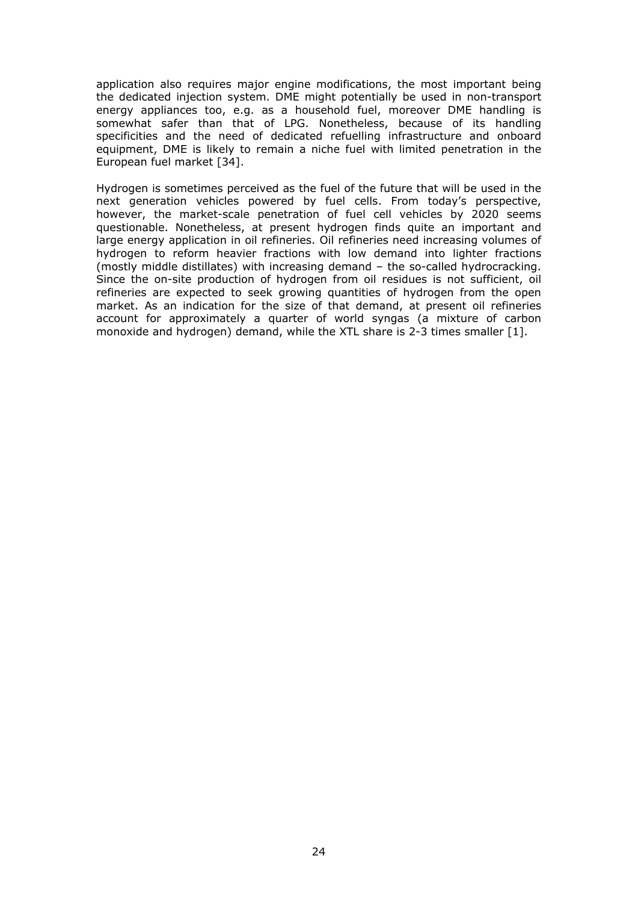application also requires major engine modifications, the most important being the dedicated injection system. DME might potentially be used in non-transport energy appliances too, e.g. as a household fuel, moreover DME handling is somewhat safer than that of LPG. Nonetheless, because of its handling specificities and the need of dedicated refuelling infrastructure and onboard equipment, DME is likely to remain a niche fuel with limited penetration in the European fuel market [34].

Hydrogen is sometimes perceived as the fuel of the future that will be used in the next generation vehicles powered by fuel cells. From today's perspective, however, the market-scale penetration of fuel cell vehicles by 2020 seems questionable. Nonetheless, at present hydrogen finds quite an important and large energy application in oil refineries. Oil refineries need increasing volumes of hydrogen to reform heavier fractions with low demand into lighter fractions (mostly middle distillates) with increasing demand – the so-called hydrocracking. Since the on-site production of hydrogen from oil residues is not sufficient, oil refineries are expected to seek growing quantities of hydrogen from the open market. As an indication for the size of that demand, at present oil refineries account for approximately a quarter of world syngas (a mixture of carbon monoxide and hydrogen) demand, while the XTL share is 2-3 times smaller [1].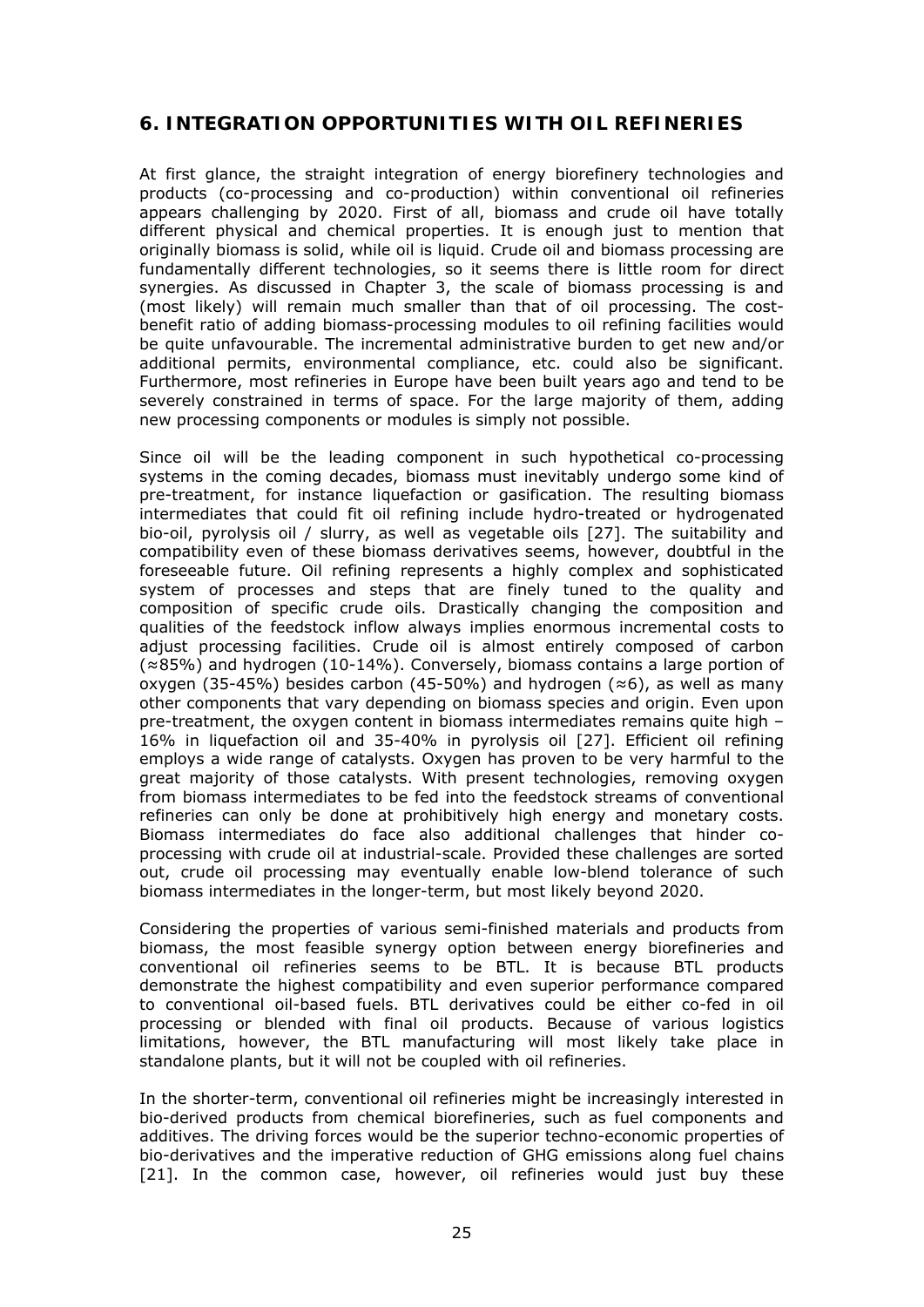## 6. INTEGRATION OPPORTUNITIES WITH OIL REFINERIES

At first glance, the straight integration of energy biorefinery technologies and products (co-processing and co-production) within conventional oil refineries appears challenging by 2020. First of all, biomass and crude oil have totally different physical and chemical properties. It is enough just to mention that originally biomass is solid, while oil is liquid. Crude oil and biomass processing are fundamentally different technologies, so it seems there is little room for direct synergies. As discussed in Chapter 3, the scale of biomass processing is and (most likely) will remain much smaller than that of oil processing. The cost-benefit ratio of adding biomass-processing modules to oil refining facilities would be quite unfavourable. The incremental administrative burden to get new and/or additional permits, environmental compliance, etc. could also be significant. Furthermore, most refineries in Europe have been built years ago and tend to be severely constrained in terms of space. For the large majority of them, adding new processing components or modules is simply not possible.

Since oil will be the leading component in such hypothetical co-processing systems in the coming decades, biomass must inevitably undergo some kind of pre-treatment, for instance liquefaction or gasification. The resulting biomass intermediates that could fit oil refining include hydro-treated or hydrogenated bio-oil, pyrolysis oil / slurry, as well as vegetable oils [27]. The suitability and compatibility even of these biomass derivatives seems, however, doubtful in the foreseeable future. Oil refining represents a highly complex and sophisticated system of processes and steps that are finely tuned to the quality and composition of specific crude oils. Drastically changing the composition and qualities of the feedstock inflow always implies enormous incremental costs to adjust processing facilities. Crude oil is almost entirely composed of carbon (≈85%) and hydrogen (10-14%). Conversely, biomass contains a large portion of oxygen (35-45%) besides carbon (45-50%) and hydrogen (≈6), as well as many other components that vary depending on biomass species and origin. Even upon pre-treatment, the oxygen content in biomass intermediates remains quite high – 16% in liquefaction oil and 35-40% in pyrolysis oil [27]. Efficient oil refining employs a wide range of catalysts. Oxygen has proven to be very harmful to the great majority of those catalysts. With present technologies, removing oxygen from biomass intermediates to be fed into the feedstock streams of conventional refineries can only be done at prohibitively high energy and monetary costs. Biomass intermediates do face also additional challenges that hinder co-processing with crude oil at industrial-scale. Provided these challenges are sorted out, crude oil processing may eventually enable low-blend tolerance of such biomass intermediates in the longer-term, but most likely beyond 2020.

Considering the properties of various semi-finished materials and products from biomass, the most feasible synergy option between energy biorefineries and conventional oil refineries seems to be BTL. It is because BTL products demonstrate the highest compatibility and even superior performance compared to conventional oil-based fuels. BTL derivatives could be either co-fed in oil processing or blended with final oil products. Because of various logistics limitations, however, the BTL manufacturing will most likely take place in standalone plants, but it will not be coupled with oil refineries.

In the shorter-term, conventional oil refineries might be increasingly interested in bio-derived products from chemical biorefineries, such as fuel components and additives. The driving forces would be the superior techno-economic properties of bio-derivatives and the imperative reduction of GHG emissions along fuel chains [21]. In the common case, however, oil refineries would just buy these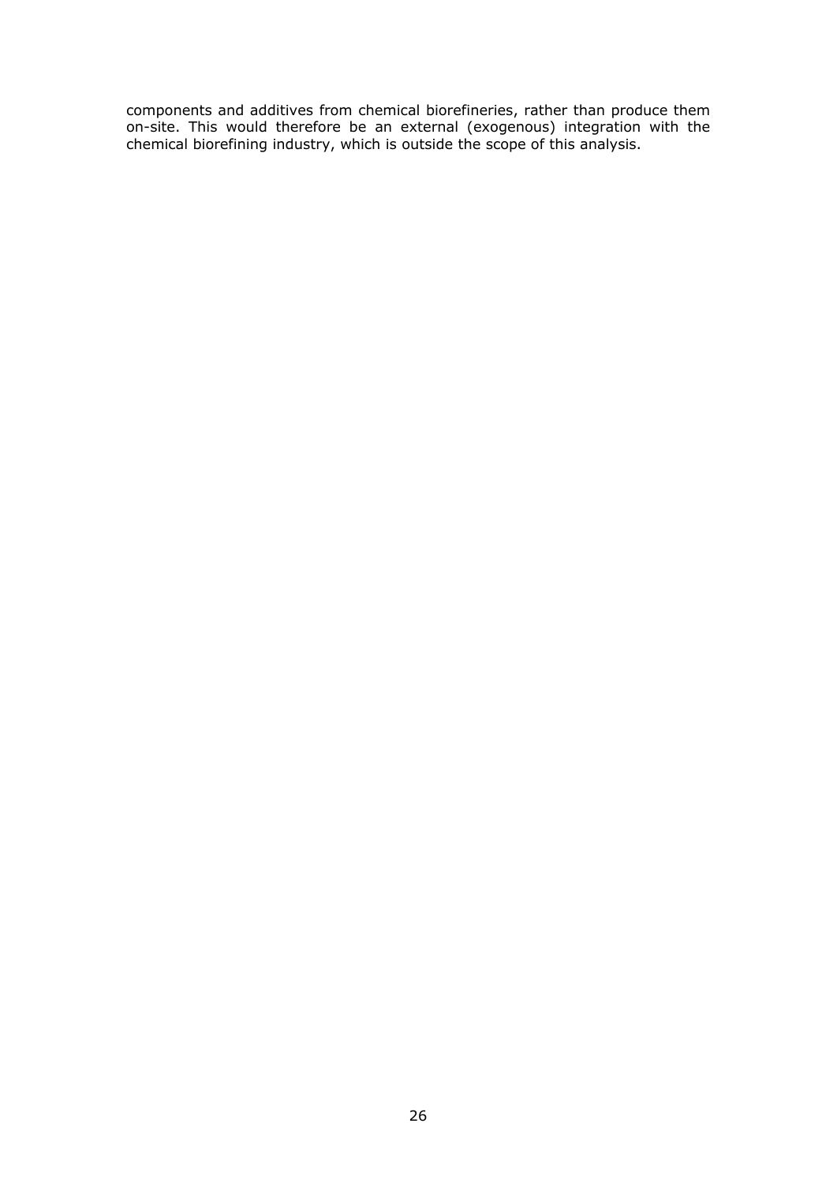components and additives from chemical biorefineries, rather than produce them on-site. This would therefore be an external (exogenous) integration with the chemical biorefining industry, which is outside the scope of this analysis.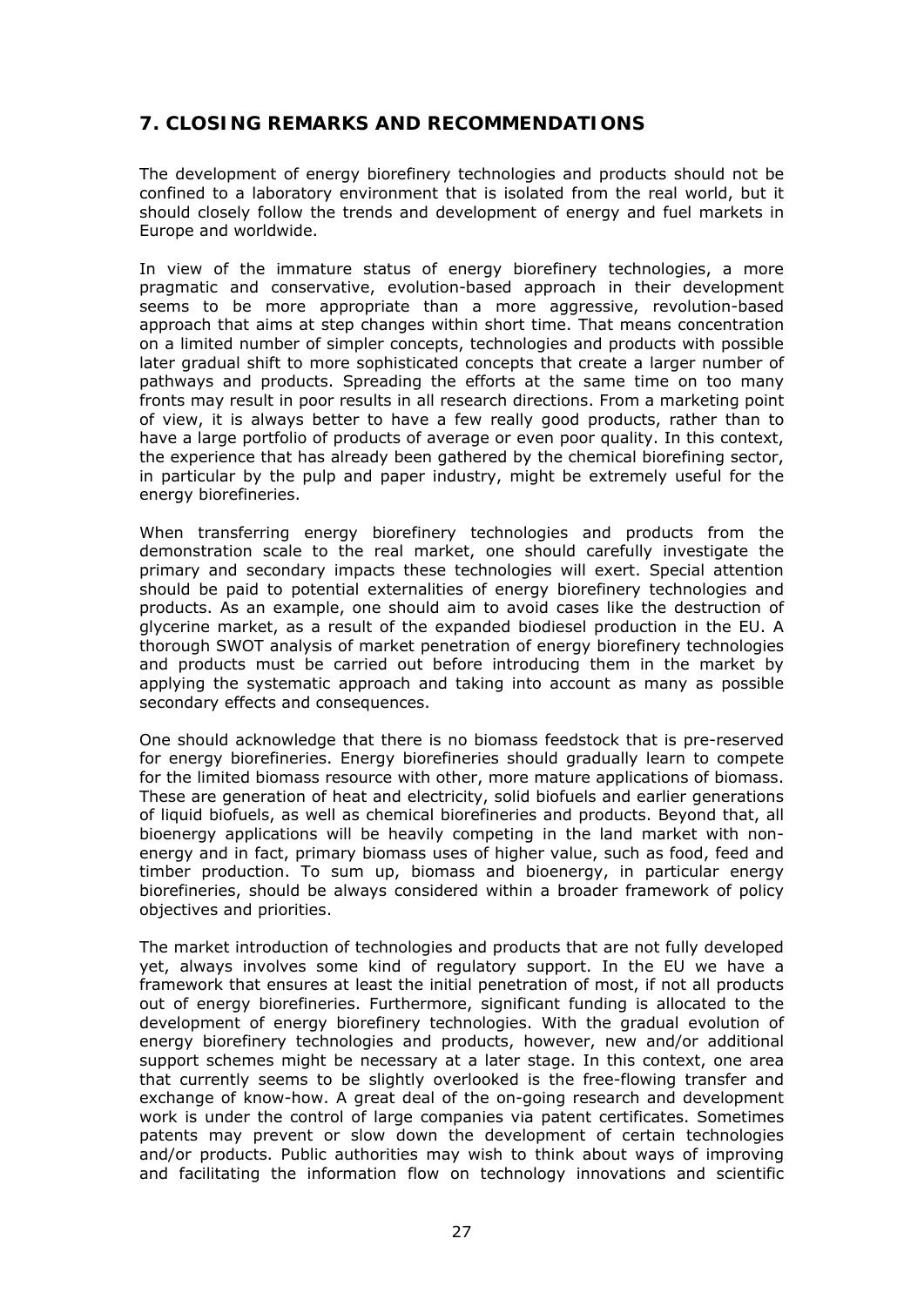## 7. CLOSING REMARKS AND RECOMMENDATIONS

The development of energy biorefinery technologies and products should not be confined to a laboratory environment that is isolated from the real world, but it should closely follow the trends and development of energy and fuel markets in Europe and worldwide.

In view of the immature status of energy biorefinery technologies, a more pragmatic and conservative, evolution-based approach in their development seems to be more appropriate than a more aggressive, revolution-based approach that aims at step changes within short time. That means concentration on a limited number of simpler concepts, technologies and products with possible later gradual shift to more sophisticated concepts that create a larger number of pathways and products. Spreading the efforts at the same time on too many fronts may result in poor results in all research directions. From a marketing point of view, it is always better to have a few really good products, rather than to have a large portfolio of products of average or even poor quality. In this context, the experience that has already been gathered by the chemical biorefining sector, in particular by the pulp and paper industry, might be extremely useful for the energy biorefineries.

When transferring energy biorefinery technologies and products from the demonstration scale to the real market, one should carefully investigate the primary and secondary impacts these technologies will exert. Special attention should be paid to potential externalities of energy biorefinery technologies and products. As an example, one should aim to avoid cases like the destruction of glycerine market, as a result of the expanded biodiesel production in the EU. A thorough SWOT analysis of market penetration of energy biorefinery technologies and products must be carried out before introducing them in the market by applying the systematic approach and taking into account as many as possible secondary effects and consequences.

One should acknowledge that there is no biomass feedstock that is pre-reserved for energy biorefineries. Energy biorefineries should gradually learn to compete for the limited biomass resource with other, more mature applications of biomass. These are generation of heat and electricity, solid biofuels and earlier generations of liquid biofuels, as well as chemical biorefineries and products. Beyond that, all bioenergy applications will be heavily competing in the land market with non-energy and in fact, primary biomass uses of higher value, such as food, feed and timber production. To sum up, biomass and bioenergy, in particular energy biorefineries, should be always considered within a broader framework of policy objectives and priorities.

The market introduction of technologies and products that are not fully developed yet, always involves some kind of regulatory support. In the EU we have a framework that ensures at least the initial penetration of most, if not all products out of energy biorefineries. Furthermore, significant funding is allocated to the development of energy biorefinery technologies. With the gradual evolution of energy biorefinery technologies and products, however, new and/or additional support schemes might be necessary at a later stage. In this context, one area that currently seems to be slightly overlooked is the free-flowing transfer and exchange of know-how. A great deal of the on-going research and development work is under the control of large companies via patent certificates. Sometimes patents may prevent or slow down the development of certain technologies and/or products. Public authorities may wish to think about ways of improving and facilitating the information flow on technology innovations and scientific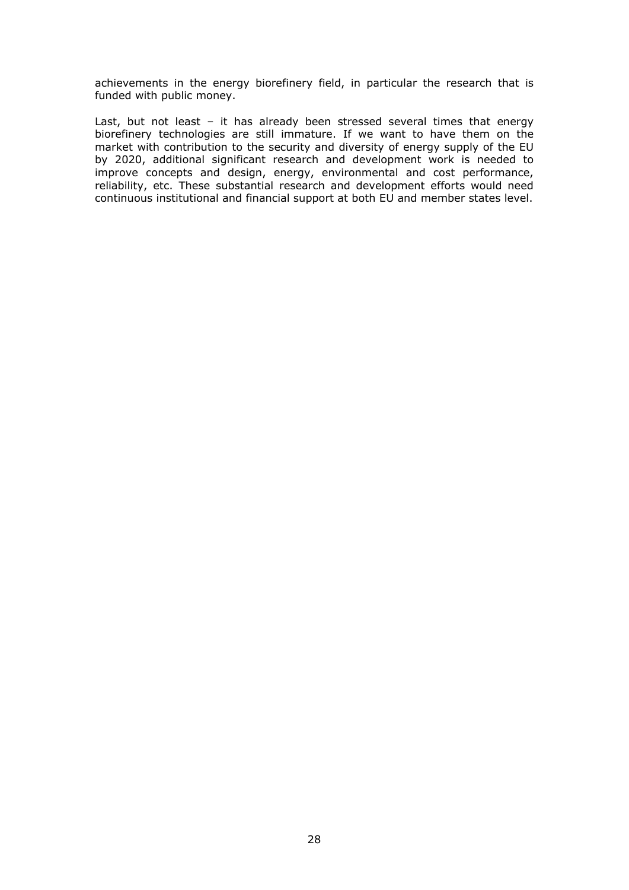achievements in the energy biorefinery field, in particular the research that is funded with public money.

Last, but not least – it has already been stressed several times that energy biorefinery technologies are still immature. If we want to have them on the market with contribution to the security and diversity of energy supply of the EU by 2020, additional significant research and development work is needed to improve concepts and design, energy, environmental and cost performance, reliability, etc. These substantial research and development efforts would need continuous institutional and financial support at both EU and member states level.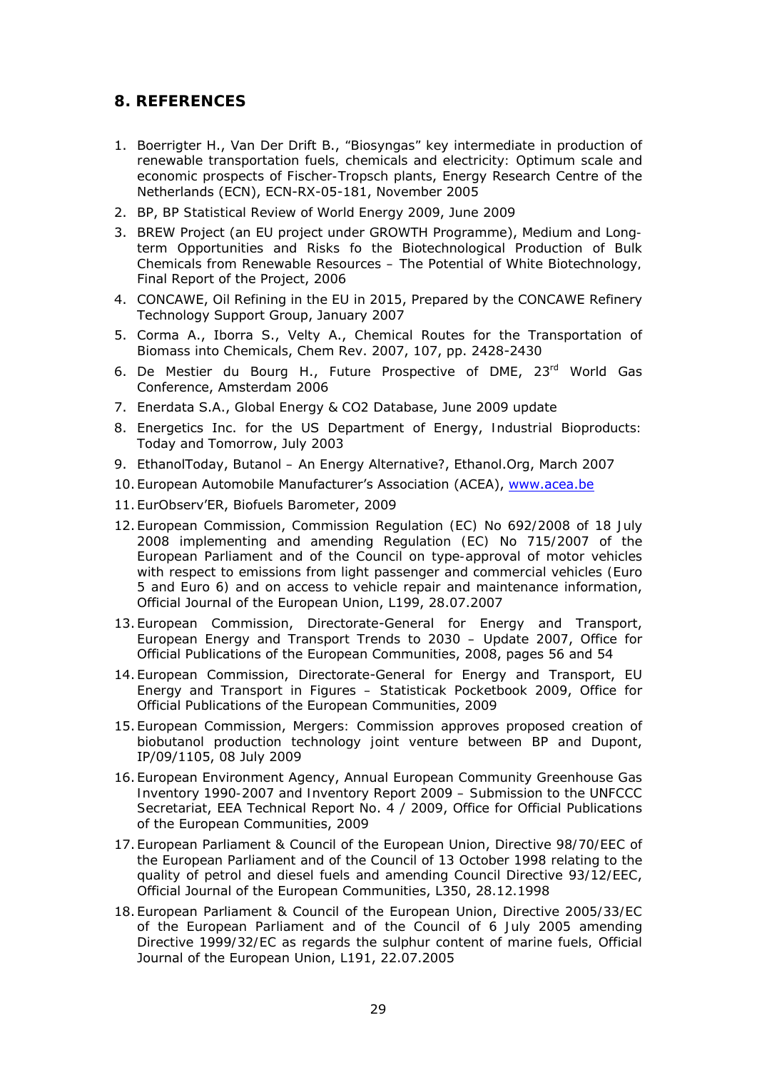## 8. REFERENCES

1. Boerrigter H., Van Der Drift B., "Biosyngas" key intermediate in production of renewable transportation fuels, chemicals and electricity: Optimum scale and economic prospects of Fischer-Tropsch plants, Energy Research Centre of the Netherlands (ECN), ECN-RX-05-181, November 2005
2. BP, BP Statistical Review of World Energy 2009, June 2009
3. BREW Project (an EU project under GROWTH Programme), Medium and Long-term Opportunities and Risks fo the Biotechnological Production of Bulk Chemicals from Renewable Resources – The Potential of White Biotechnology, Final Report of the Project, 2006
4. CONCAWE, Oil Refining in the EU in 2015, Prepared by the CONCAWE Refinery Technology Support Group, January 2007
5. Corma A., Iborra S., Velty A., Chemical Routes for the Transportation of Biomass into Chemicals, Chem Rev. 2007, 107, pp. 2428-2430
6. De Mestier du Bourg H., Future Prospective of DME, 23rd World Gas Conference, Amsterdam 2006
7. Enerdata S.A., Global Energy & CO2 Database, June 2009 update
8. Energetics Inc. for the US Department of Energy, Industrial Bioproducts: Today and Tomorrow, July 2003
9. EthanolToday, Butanol – An Energy Alternative?, Ethanol.Org, March 2007
10. European Automobile Manufacturer's Association (ACEA), [www.acea.be](www.acea.be)
11. EurObserv'ER, Biofuels Barometer, 2009
12. European Commission, Commission Regulation (EC) No 692/2008 of 18 July 2008 implementing and amending Regulation (EC) No 715/2007 of the European Parliament and of the Council on type-approval of motor vehicles with respect to emissions from light passenger and commercial vehicles (Euro 5 and Euro 6) and on access to vehicle repair and maintenance information, Official Journal of the European Union, L199, 28.07.2007
13. European Commission, Directorate-General for Energy and Transport, European Energy and Transport Trends to 2030 – Update 2007, Office for Official Publications of the European Communities, 2008, pages 56 and 54
14. European Commission, Directorate-General for Energy and Transport, EU Energy and Transport in Figures – Statisticak Pocketbook 2009, Office for Official Publications of the European Communities, 2009
15. European Commission, Mergers: Commission approves proposed creation of biobutanol production technology joint venture between BP and Dupont, IP/09/1105, 08 July 2009
16. European Environment Agency, Annual European Community Greenhouse Gas Inventory 1990-2007 and Inventory Report 2009 – Submission to the UNFCCC Secretariat, EEA Technical Report No. 4 / 2009, Office for Official Publications of the European Communities, 2009
17. European Parliament & Council of the European Union, Directive 98/70/EEC of the European Parliament and of the Council of 13 October 1998 relating to the quality of petrol and diesel fuels and amending Council Directive 93/12/EEC, Official Journal of the European Communities, L350, 28.12.1998
18. European Parliament & Council of the European Union, Directive 2005/33/EC of the European Parliament and of the Council of 6 July 2005 amending Directive 1999/32/EC as regards the sulphur content of marine fuels, Official Journal of the European Union, L191, 22.07.2005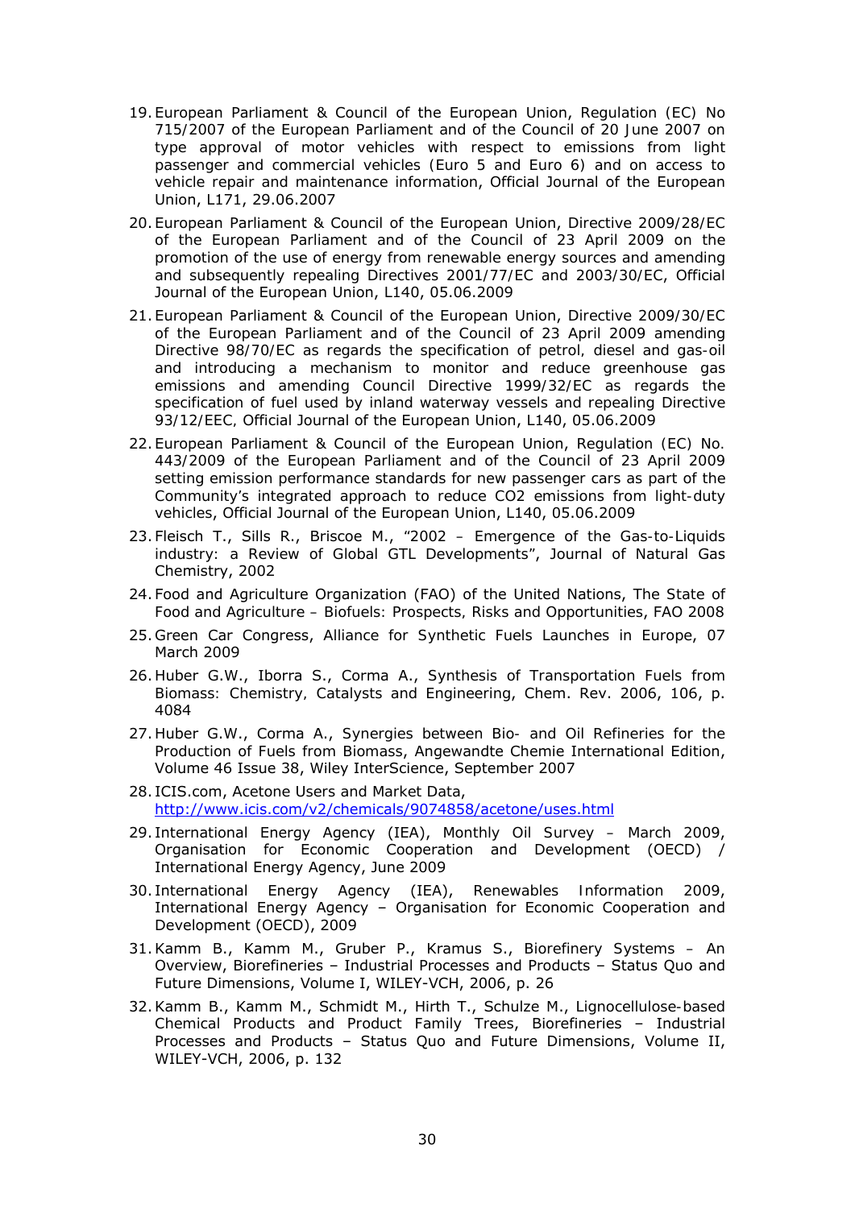19. European Parliament & Council of the European Union, Regulation (EC) No 715/2007 of the European Parliament and of the Council of 20 June 2007 on type approval of motor vehicles with respect to emissions from light passenger and commercial vehicles (Euro 5 and Euro 6) and on access to vehicle repair and maintenance information, Official Journal of the European Union, L171, 29.06.2007
20. European Parliament & Council of the European Union, Directive 2009/28/EC of the European Parliament and of the Council of 23 April 2009 on the promotion of the use of energy from renewable energy sources and amending and subsequently repealing Directives 2001/77/EC and 2003/30/EC, Official Journal of the European Union, L140, 05.06.2009
21. European Parliament & Council of the European Union, Directive 2009/30/EC of the European Parliament and of the Council of 23 April 2009 amending Directive 98/70/EC as regards the specification of petrol, diesel and gas-oil and introducing a mechanism to monitor and reduce greenhouse gas emissions and amending Council Directive 1999/32/EC as regards the specification of fuel used by inland waterway vessels and repealing Directive 93/12/EEC, Official Journal of the European Union, L140, 05.06.2009
22. European Parliament & Council of the European Union, Regulation (EC) No. 443/2009 of the European Parliament and of the Council of 23 April 2009 setting emission performance standards for new passenger cars as part of the Community's integrated approach to reduce CO2 emissions from light-duty vehicles, Official Journal of the European Union, L140, 05.06.2009
23. Fleisch T., Sills R., Briscoe M., "2002 – Emergence of the Gas-to-Liquids industry: a Review of Global GTL Developments", Journal of Natural Gas Chemistry, 2002
24. Food and Agriculture Organization (FAO) of the United Nations, The State of Food and Agriculture – Biofuels: Prospects, Risks and Opportunities, FAO 2008
25. Green Car Congress, Alliance for Synthetic Fuels Launches in Europe, 07 March 2009
26. Huber G.W., Iborra S., Corma A., Synthesis of Transportation Fuels from Biomass: Chemistry, Catalysts and Engineering, Chem. Rev. 2006, 106, p. 4084
27. Huber G.W., Corma A., Synergies between Bio- and Oil Refineries for the Production of Fuels from Biomass, Angewandte Chemie International Edition, Volume 46 Issue 38, Wiley InterScience, September 2007
28. ICIS.com, Acetone Users and Market Data, http://www.icis.com/v2/chemicals/9074858/acetone/uses.html
29. International Energy Agency (IEA), Monthly Oil Survey – March 2009, Organisation for Economic Cooperation and Development (OECD) / International Energy Agency, June 2009
30. International Energy Agency (IEA), Renewables Information 2009, International Energy Agency – Organisation for Economic Cooperation and Development (OECD), 2009
31. Kamm B., Kamm M., Gruber P., Kramus S., Biorefinery Systems – An Overview, Biorefineries – Industrial Processes and Products – Status Quo and Future Dimensions, Volume I, WILEY-VCH, 2006, p. 26
32. Kamm B., Kamm M., Schmidt M., Hirth T., Schulze M., Lignocellulose-based Chemical Products and Product Family Trees, Biorefineries – Industrial Processes and Products – Status Quo and Future Dimensions, Volume II, WILEY-VCH, 2006, p. 132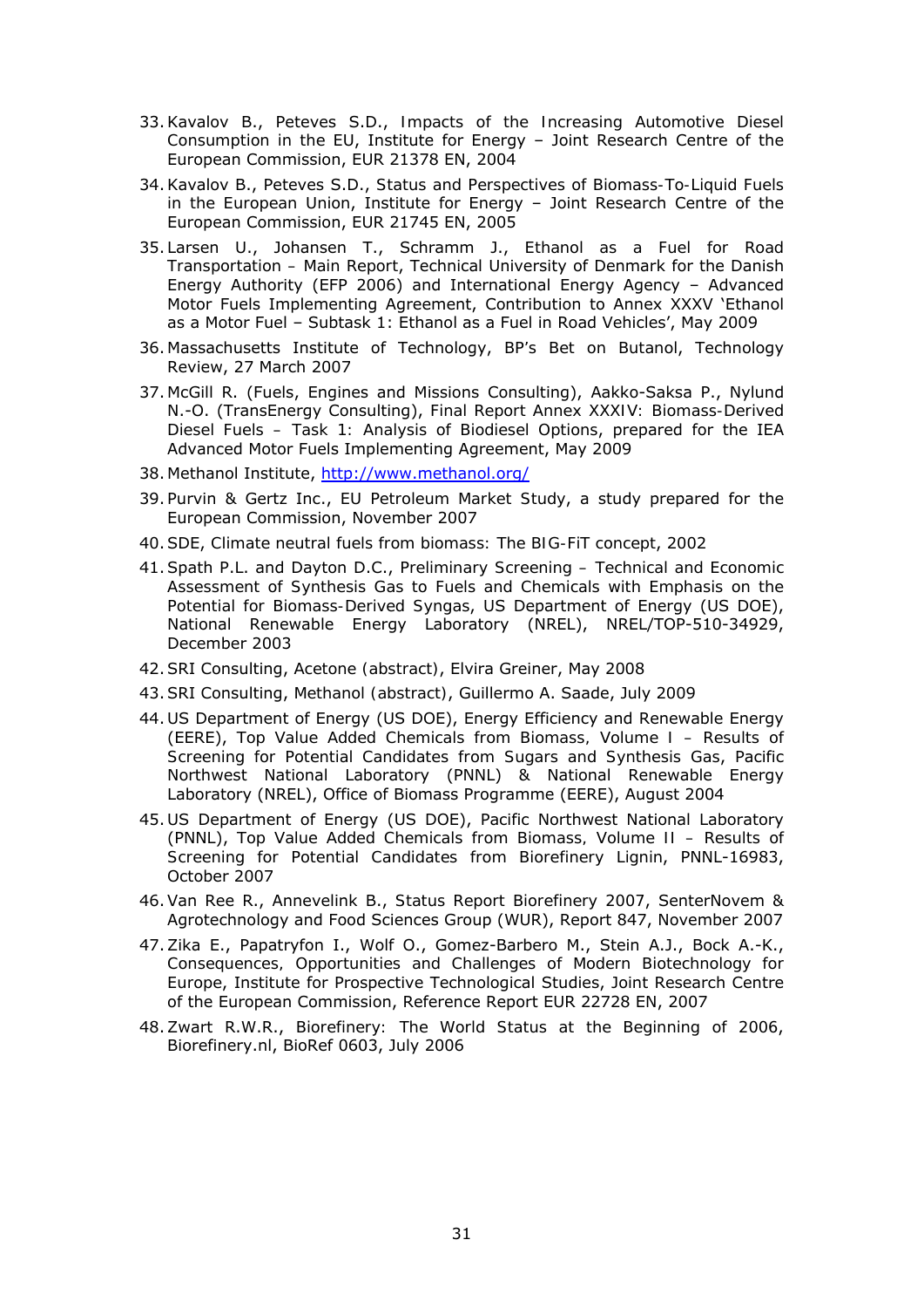33. Kavalov B., Peteves S.D., Impacts of the Increasing Automotive Diesel Consumption in the EU, Institute for Energy – Joint Research Centre of the European Commission, EUR 21378 EN, 2004
34. Kavalov B., Peteves S.D., Status and Perspectives of Biomass-To-Liquid Fuels in the European Union, Institute for Energy – Joint Research Centre of the European Commission, EUR 21745 EN, 2005
35. Larsen U., Johansen T., Schramm J., Ethanol as a Fuel for Road Transportation – Main Report, Technical University of Denmark for the Danish Energy Authority (EFP 2006) and International Energy Agency – Advanced Motor Fuels Implementing Agreement, Contribution to Annex XXXV 'Ethanol as a Motor Fuel – Subtask 1: Ethanol as a Fuel in Road Vehicles', May 2009
36. Massachusetts Institute of Technology, BP's Bet on Butanol, Technology Review, 27 March 2007
37. McGill R. (Fuels, Engines and Missions Consulting), Aakko-Saksa P., Nylund N.-O. (TransEnergy Consulting), Final Report Annex XXXIV: Biomass-Derived Diesel Fuels – Task 1: Analysis of Biodiesel Options, prepared for the IEA Advanced Motor Fuels Implementing Agreement, May 2009
38. Methanol Institute, http://www.methanol.org/
39. Purvin & Gertz Inc., EU Petroleum Market Study, a study prepared for the European Commission, November 2007
40. SDE, Climate neutral fuels from biomass: The BIG-FiT concept, 2002
41. Spath P.L. and Dayton D.C., Preliminary Screening – Technical and Economic Assessment of Synthesis Gas to Fuels and Chemicals with Emphasis on the Potential for Biomass-Derived Syngas, US Department of Energy (US DOE), National Renewable Energy Laboratory (NREL), NREL/TOP-510-34929, December 2003
42. SRI Consulting, Acetone (abstract), Elvira Greiner, May 2008
43. SRI Consulting, Methanol (abstract), Guillermo A. Saade, July 2009
44. US Department of Energy (US DOE), Energy Efficiency and Renewable Energy (EERE), Top Value Added Chemicals from Biomass, Volume I – Results of Screening for Potential Candidates from Sugars and Synthesis Gas, Pacific Northwest National Laboratory (PNNL) & National Renewable Energy Laboratory (NREL), Office of Biomass Programme (EERE), August 2004
45. US Department of Energy (US DOE), Pacific Northwest National Laboratory (PNNL), Top Value Added Chemicals from Biomass, Volume II – Results of Screening for Potential Candidates from Biorefinery Lignin, PNNL-16983, October 2007
46. Van Ree R., Annevelink B., Status Report Biorefinery 2007, SenterNovem & Agrotechnology and Food Sciences Group (WUR), Report 847, November 2007
47. Zika E., Papatryfon I., Wolf O., Gomez-Barbero M., Stein A.J., Bock A.-K., Consequences, Opportunities and Challenges of Modern Biotechnology for Europe, Institute for Prospective Technological Studies, Joint Research Centre of the European Commission, Reference Report EUR 22728 EN, 2007
48. Zwart R.W.R., Biorefinery: The World Status at the Beginning of 2006, Biorefinery.nl, BioRef 0603, July 2006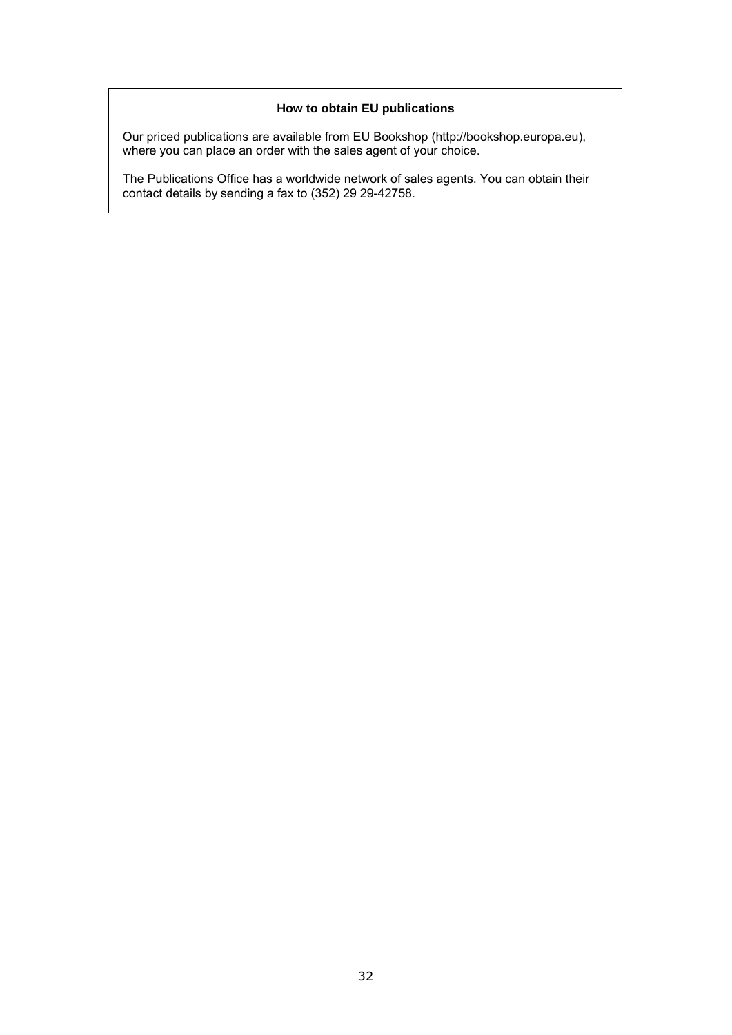### How to obtain EU publications

Our priced publications are available from EU Bookshop (http://bookshop.europa.eu), where you can place an order with the sales agent of your choice.

The Publications Office has a worldwide network of sales agents. You can obtain their contact details by sending a fax to (352) 29 29-42758.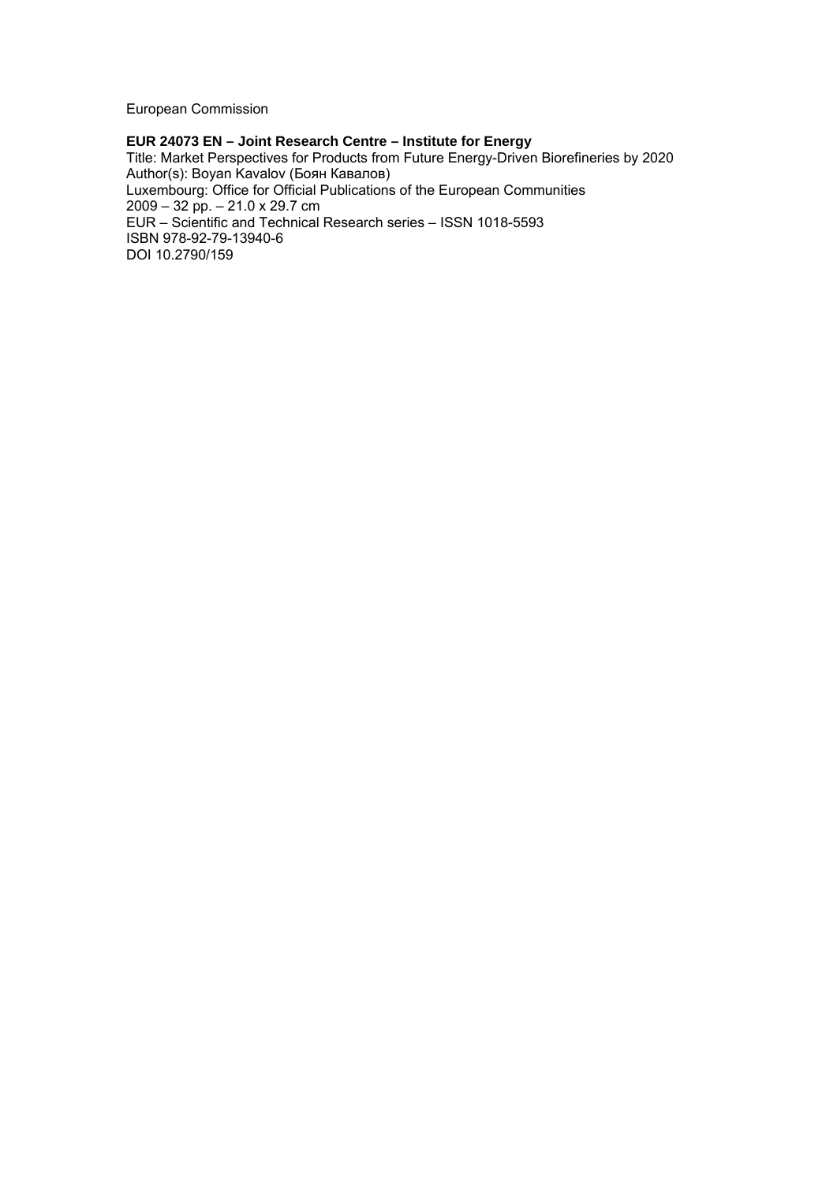European Commission

**EUR 24073 EN – Joint Research Centre – Institute for Energy**

Title: Market Perspectives for Products from Future Energy-Driven Biorefineries by 2020
Author(s): Boyan Kavalov (Боян Кавалов)
Luxembourg: Office for Official Publications of the European Communities
2009 – 32 pp. – 21.0 x 29.7 cm
EUR – Scientific and Technical Research series – ISSN 1018-5593
ISBN 978-92-79-13940-6
DOI 10.2790/159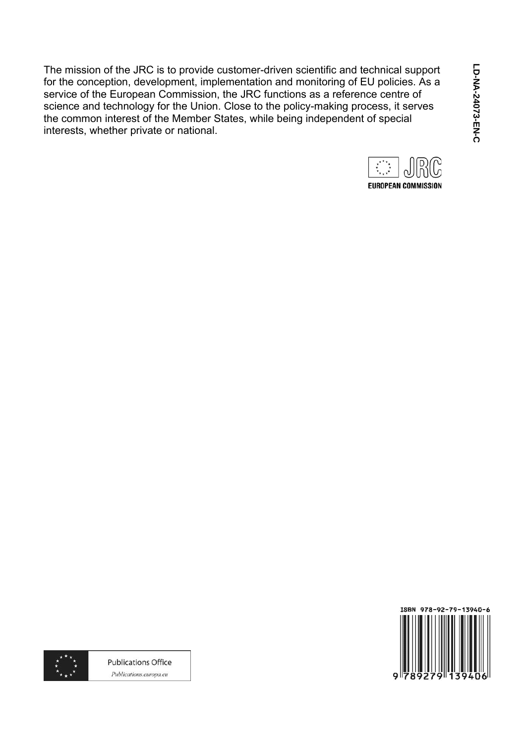The mission of the JRC is to provide customer-driven scientific and technical support for the conception, development, implementation and monitoring of EU policies. As a service of the European Commission, the JRC functions as a reference centre of science and technology for the Union. Close to the policy-making process, it serves the common interest of the Member States, while being independent of special interests, whether private or national.

LD-NA-24073-EN-C

JRC

EUROPEAN COMMISSION

Publications Office

Publications.europa.eu

ISBN 978-92-79-13940-6

9 789279 139406